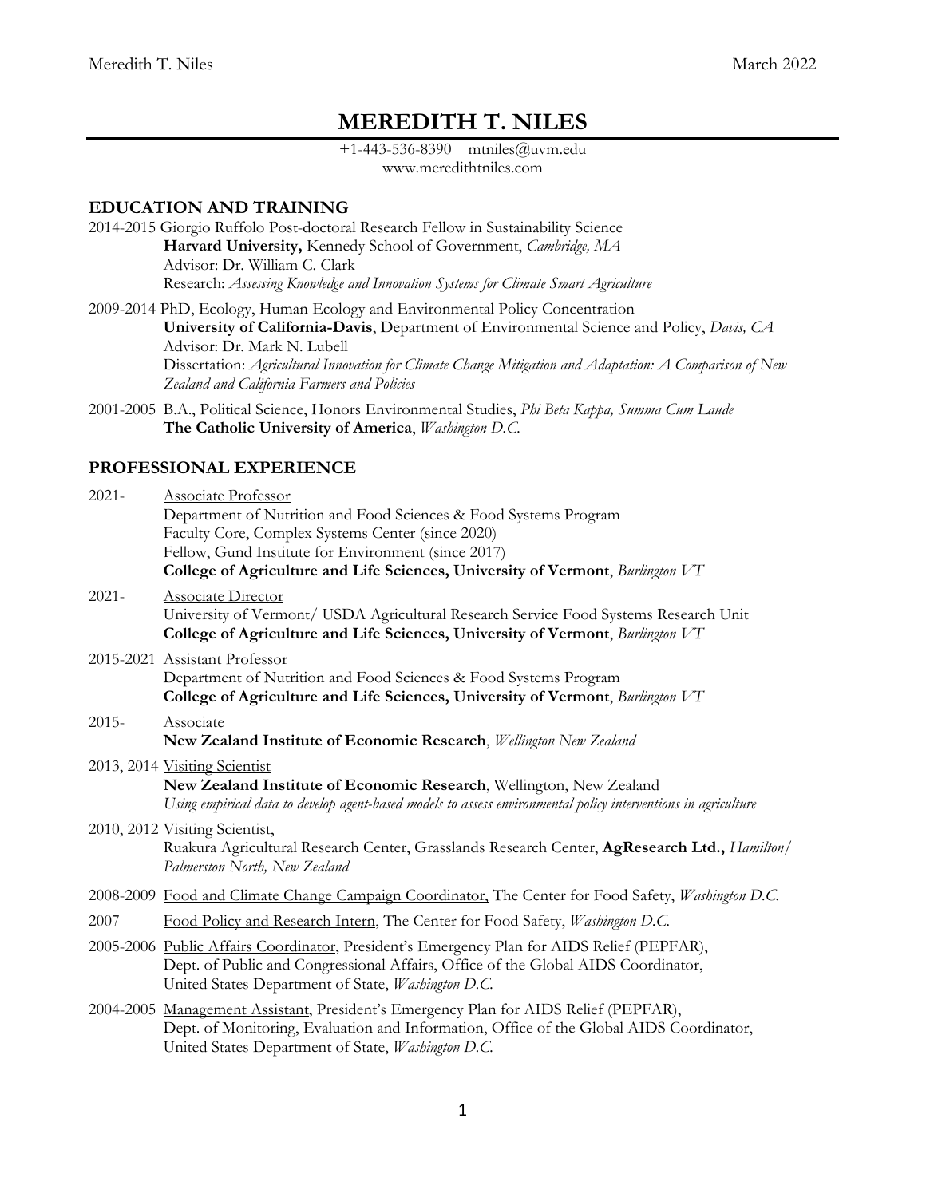# MEREDITH T. NILES

+1-443-536-8390 mtniles@uvm.edu
www.meredithtniles.com

## EDUCATION AND TRAINING

2014-2015 Giorgio Ruffolo Post-doctoral Research Fellow in Sustainability Science
**Harvard University,** Kennedy School of Government, *Cambridge, MA*
Advisor: Dr. William C. Clark
Research: *Assessing Knowledge and Innovation Systems for Climate Smart Agriculture*

2009-2014 PhD, Ecology, Human Ecology and Environmental Policy Concentration
**University of California-Davis**, Department of Environmental Science and Policy, *Davis, CA*
Advisor: Dr. Mark N. Lubell
Dissertation: *Agricultural Innovation for Climate Change Mitigation and Adaptation: A Comparison of New Zealand and California Farmers and Policies*

2001-2005 B.A., Political Science, Honors Environmental Studies, *Phi Beta Kappa, Summa Cum Laude*
**The Catholic University of America**, *Washington D.C.*

## PROFESSIONAL EXPERIENCE

2021- Associate Professor
Department of Nutrition and Food Sciences & Food Systems Program
Faculty Core, Complex Systems Center (since 2020)
Fellow, Gund Institute for Environment (since 2017)
**College of Agriculture and Life Sciences, University of Vermont**, *Burlington VT*

2021- Associate Director
University of Vermont/ USDA Agricultural Research Service Food Systems Research Unit
**College of Agriculture and Life Sciences, University of Vermont**, *Burlington VT*

2015-2021 Assistant Professor
Department of Nutrition and Food Sciences & Food Systems Program
**College of Agriculture and Life Sciences, University of Vermont**, *Burlington VT*

2015- Associate
**New Zealand Institute of Economic Research**, *Wellington New Zealand*

2013, 2014 Visiting Scientist
**New Zealand Institute of Economic Research**, Wellington, New Zealand
*Using empirical data to develop agent-based models to assess environmental policy interventions in agriculture*

2010, 2012 Visiting Scientist,
Ruakura Agricultural Research Center, Grasslands Research Center, **AgResearch Ltd.,** *Hamilton/ Palmerston North, New Zealand*

2008-2009 Food and Climate Change Campaign Coordinator, The Center for Food Safety, *Washington D.C.*

2007 Food Policy and Research Intern, The Center for Food Safety, *Washington D.C.*

2005-2006 Public Affairs Coordinator, President's Emergency Plan for AIDS Relief (PEPFAR),
Dept. of Public and Congressional Affairs, Office of the Global AIDS Coordinator,
United States Department of State, *Washington D.C.*

2004-2005 Management Assistant, President's Emergency Plan for AIDS Relief (PEPFAR),
Dept. of Monitoring, Evaluation and Information, Office of the Global AIDS Coordinator,
United States Department of State, *Washington D.C.*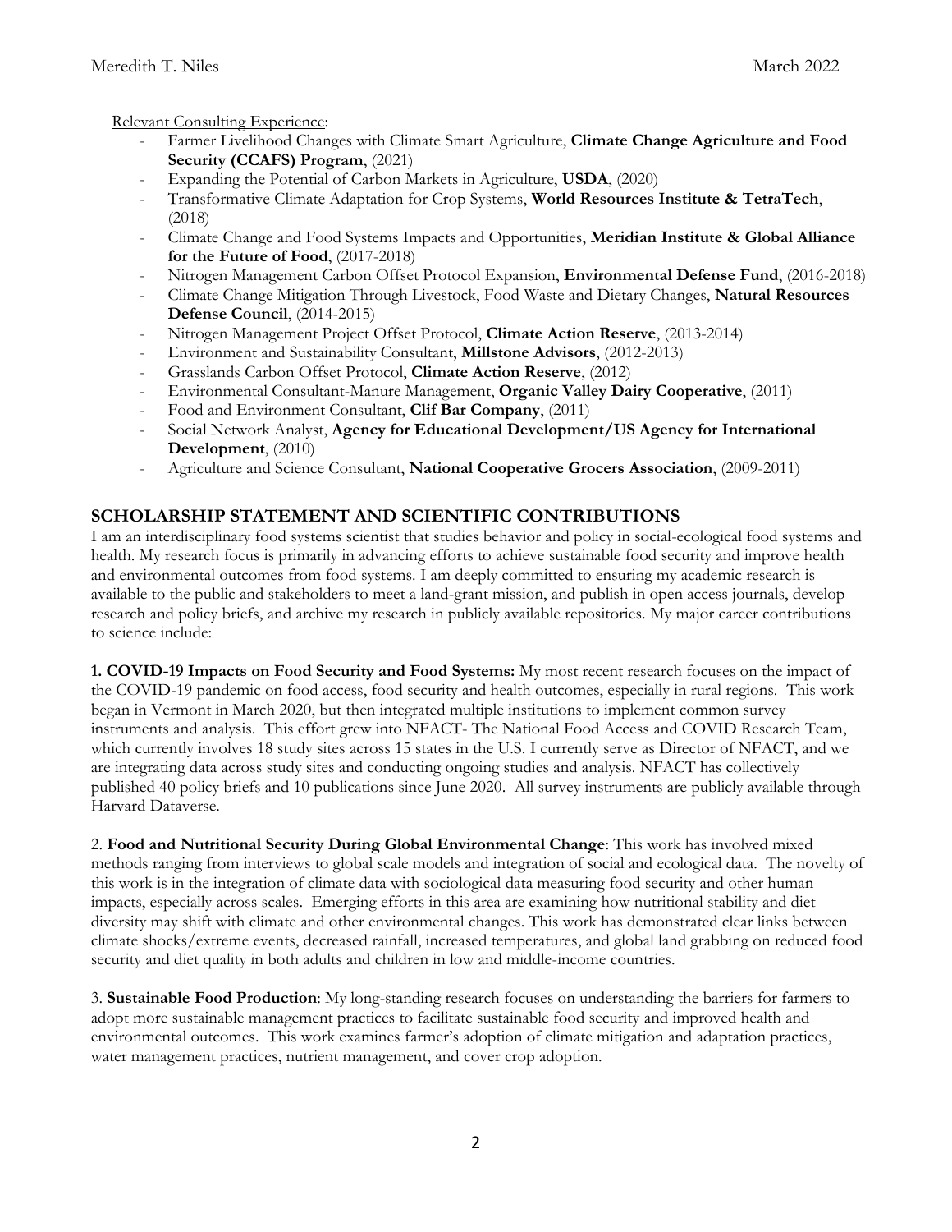<u>Relevant Consulting Experience</u>:

- Farmer Livelihood Changes with Climate Smart Agriculture, **Climate Change Agriculture and Food Security (CCAFS) Program**, (2021)
- Expanding the Potential of Carbon Markets in Agriculture, **USDA**, (2020)
- Transformative Climate Adaptation for Crop Systems, **World Resources Institute & TetraTech**, (2018)
- Climate Change and Food Systems Impacts and Opportunities, **Meridian Institute & Global Alliance for the Future of Food**, (2017-2018)
- Nitrogen Management Carbon Offset Protocol Expansion, **Environmental Defense Fund**, (2016-2018)
- Climate Change Mitigation Through Livestock, Food Waste and Dietary Changes, **Natural Resources Defense Council**, (2014-2015)
- Nitrogen Management Project Offset Protocol, **Climate Action Reserve**, (2013-2014)
- Environment and Sustainability Consultant, **Millstone Advisors**, (2012-2013)
- Grasslands Carbon Offset Protocol, **Climate Action Reserve**, (2012)
- Environmental Consultant-Manure Management, **Organic Valley Dairy Cooperative**, (2011)
- Food and Environment Consultant, **Clif Bar Company**, (2011)
- Social Network Analyst, **Agency for Educational Development/US Agency for International Development**, (2010)
- Agriculture and Science Consultant, **National Cooperative Grocers Association**, (2009-2011)

## SCHOLARSHIP STATEMENT AND SCIENTIFIC CONTRIBUTIONS

I am an interdisciplinary food systems scientist that studies behavior and policy in social-ecological food systems and health. My research focus is primarily in advancing efforts to achieve sustainable food security and improve health and environmental outcomes from food systems. I am deeply committed to ensuring my academic research is available to the public and stakeholders to meet a land-grant mission, and publish in open access journals, develop research and policy briefs, and archive my research in publicly available repositories. My major career contributions to science include:

**1. COVID-19 Impacts on Food Security and Food Systems:** My most recent research focuses on the impact of the COVID-19 pandemic on food access, food security and health outcomes, especially in rural regions. This work began in Vermont in March 2020, but then integrated multiple institutions to implement common survey instruments and analysis. This effort grew into NFACT- The National Food Access and COVID Research Team, which currently involves 18 study sites across 15 states in the U.S. I currently serve as Director of NFACT, and we are integrating data across study sites and conducting ongoing studies and analysis. NFACT has collectively published 40 policy briefs and 10 publications since June 2020. All survey instruments are publicly available through Harvard Dataverse.

2. **Food and Nutritional Security During Global Environmental Change**: This work has involved mixed methods ranging from interviews to global scale models and integration of social and ecological data. The novelty of this work is in the integration of climate data with sociological data measuring food security and other human impacts, especially across scales. Emerging efforts in this area are examining how nutritional stability and diet diversity may shift with climate and other environmental changes. This work has demonstrated clear links between climate shocks/extreme events, decreased rainfall, increased temperatures, and global land grabbing on reduced food security and diet quality in both adults and children in low and middle-income countries.

3. **Sustainable Food Production**: My long-standing research focuses on understanding the barriers for farmers to adopt more sustainable management practices to facilitate sustainable food security and improved health and environmental outcomes. This work examines farmer's adoption of climate mitigation and adaptation practices, water management practices, nutrient management, and cover crop adoption.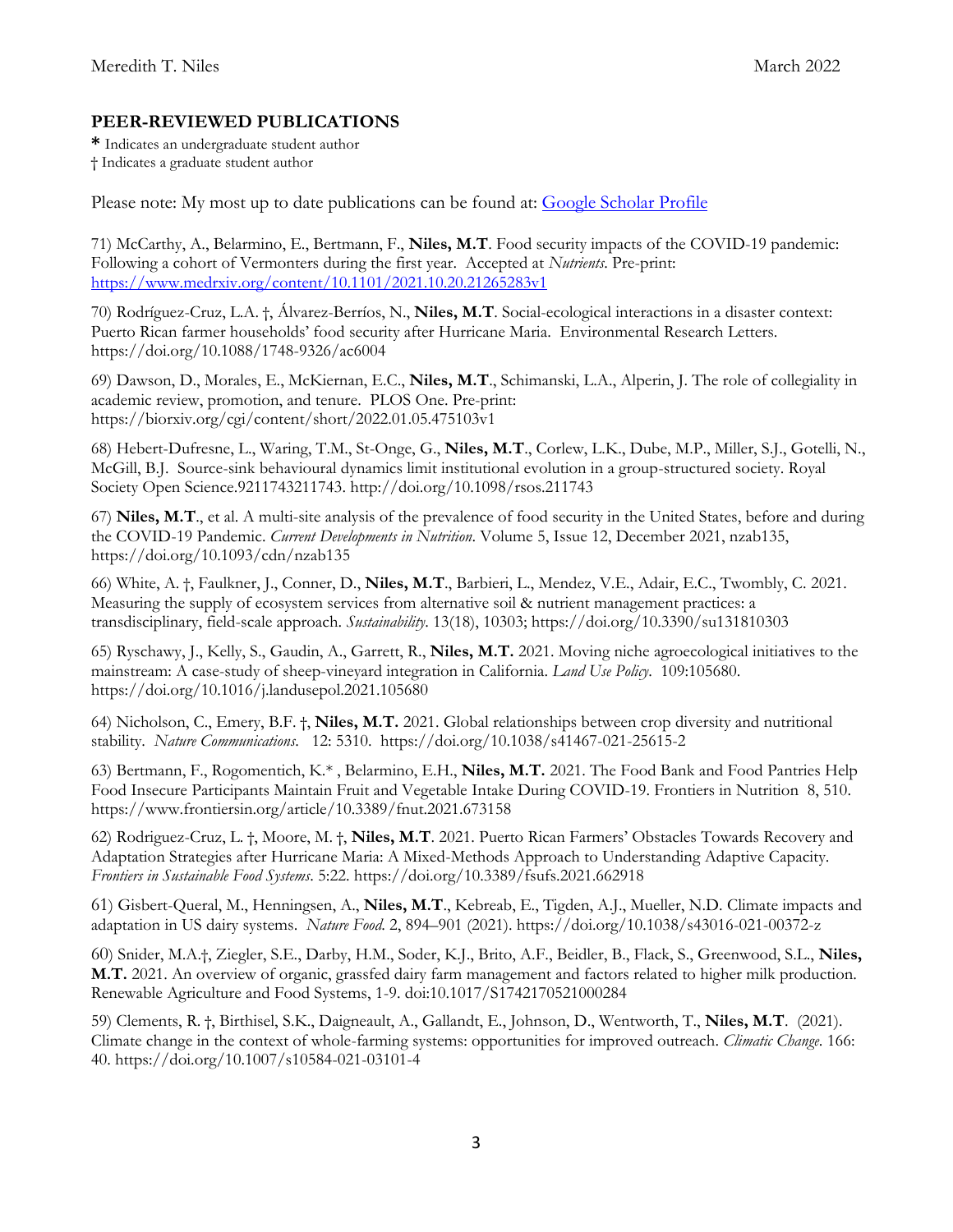## PEERREVIEWED PUBLICATIONS

**\*** Indicates an undergraduate student author
† Indicates a graduate student author

Please note: My most up to date publications can be found at: [Google Scholar Profile]()

71) McCarthy, A., Belarmino, E., Bertmann, F., **Niles, M.T**. Food security impacts of the COVID-19 pandemic: Following a cohort of Vermonters during the first year. Accepted at *Nutrients*. Pre-print: https://www.medrxiv.org/content/10.1101/2021.10.20.21265283v1

70) Rodríguez-Cruz, L.A. †, Álvarez-Berríos, N., **Niles, M.T**. Social-ecological interactions in a disaster context: Puerto Rican farmer households' food security after Hurricane Maria. Environmental Research Letters. https://doi.org/10.1088/1748-9326/ac6004

69) Dawson, D., Morales, E., McKiernan, E.C., **Niles, M.T**., Schimanski, L.A., Alperin, J. The role of collegiality in academic review, promotion, and tenure. PLOS One. Pre-print: https://biorxiv.org/cgi/content/short/2022.01.05.475103v1

68) Hebert-Dufresne, L., Waring, T.M., St-Onge, G., **Niles, M.T**., Corlew, L.K., Dube, M.P., Miller, S.J., Gotelli, N., McGill, B.J. Source-sink behavioural dynamics limit institutional evolution in a group-structured society. Royal Society Open Science.9211743211743. http://doi.org/10.1098/rsos.211743

67) **Niles, M.T**., et al. A multi-site analysis of the prevalence of food security in the United States, before and during the COVID-19 Pandemic. *Current Developments in Nutrition*. Volume 5, Issue 12, December 2021, nzab135, https://doi.org/10.1093/cdn/nzab135

66) White, A. †, Faulkner, J., Conner, D., **Niles, M.T**., Barbieri, L., Mendez, V.E., Adair, E.C., Twombly, C. 2021. Measuring the supply of ecosystem services from alternative soil & nutrient management practices: a transdisciplinary, field-scale approach. *Sustainability*. 13(18), 10303; https://doi.org/10.3390/su131810303

65) Ryschawy, J., Kelly, S., Gaudin, A., Garrett, R., **Niles, M.T.** 2021. Moving niche agroecological initiatives to the mainstream: A case-study of sheep-vineyard integration in California. *Land Use Policy*. 109:105680. https://doi.org/10.1016/j.landusepol.2021.105680

64) Nicholson, C., Emery, B.F. †, **Niles, M.T.** 2021. Global relationships between crop diversity and nutritional stability. *Nature Communications*. 12: 5310. https://doi.org/10.1038/s41467-021-25615-2

63) Bertmann, F., Rogomentich, K.\* , Belarmino, E.H., **Niles, M.T.** 2021. The Food Bank and Food Pantries Help Food Insecure Participants Maintain Fruit and Vegetable Intake During COVID-19. Frontiers in Nutrition 8, 510. https://www.frontiersin.org/article/10.3389/fnut.2021.673158

62) Rodriguez-Cruz, L. †, Moore, M. †, **Niles, M.T**. 2021. Puerto Rican Farmers' Obstacles Towards Recovery and Adaptation Strategies after Hurricane Maria: A Mixed-Methods Approach to Understanding Adaptive Capacity. *Frontiers in Sustainable Food Systems*. 5:22. https://doi.org/10.3389/fsufs.2021.662918

61) Gisbert-Queral, M., Henningsen, A., **Niles, M.T**., Kebreab, E., Tigden, A.J., Mueller, N.D. Climate impacts and adaptation in US dairy systems. *Nature Food.* 2, 894–901 (2021). https://doi.org/10.1038/s43016-021-00372-z

60) Snider, M.A.†, Ziegler, S.E., Darby, H.M., Soder, K.J., Brito, A.F., Beidler, B., Flack, S., Greenwood, S.L., **Niles, M.T.** 2021. An overview of organic, grassfed dairy farm management and factors related to higher milk production. Renewable Agriculture and Food Systems, 1-9. doi:10.1017/S1742170521000284

59) Clements, R. †, Birthisel, S.K., Daigneault, A., Gallandt, E., Johnson, D., Wentworth, T., **Niles, M.T**. (2021). Climate change in the context of whole-farming systems: opportunities for improved outreach. *Climatic Change.* 166: 40. https://doi.org/10.1007/s10584-021-03101-4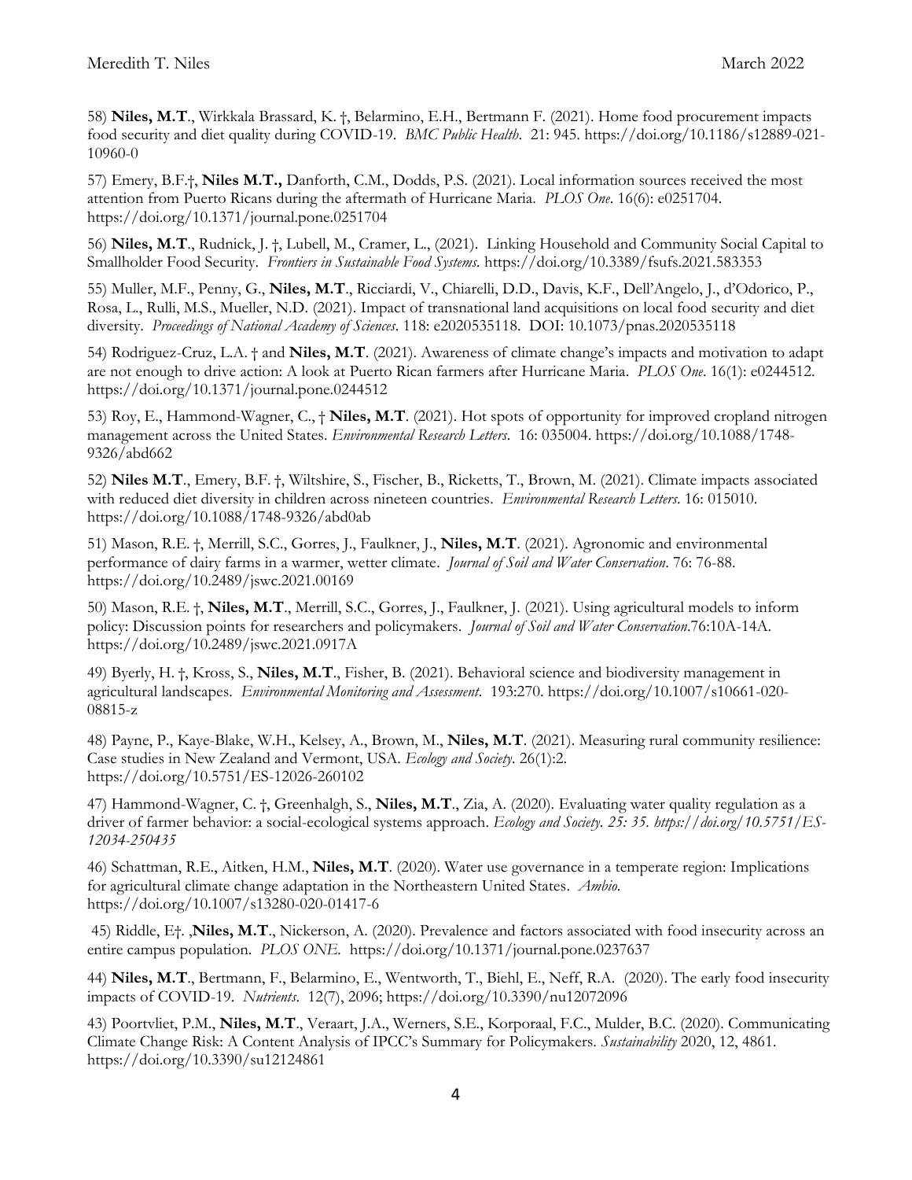58) **Niles, M.T**., Wirkkala Brassard, K. †, Belarmino, E.H., Bertmann F. (2021). Home food procurement impacts food security and diet quality during COVID-19. *BMC Public Health*. 21: 945. https://doi.org/10.1186/s12889-021-10960-0

57) Emery, B.F.†, **Niles M.T.,** Danforth, C.M., Dodds, P.S. (2021). Local information sources received the most attention from Puerto Ricans during the aftermath of Hurricane Maria. *PLOS One*. 16(6): e0251704. https://doi.org/10.1371/journal.pone.0251704

56) **Niles, M.T**., Rudnick, J. †, Lubell, M., Cramer, L., (2021). Linking Household and Community Social Capital to Smallholder Food Security. *Frontiers in Sustainable Food Systems.* https://doi.org/10.3389/fsufs.2021.583353

55) Muller, M.F., Penny, G., **Niles, M.T**., Ricciardi, V., Chiarelli, D.D., Davis, K.F., Dell'Angelo, J., d'Odorico, P., Rosa, L., Rulli, M.S., Mueller, N.D. (2021). Impact of transnational land acquisitions on local food security and diet diversity. *Proceedings of National Academy of Sciences*. 118: e2020535118. DOI: 10.1073/pnas.2020535118

54) Rodriguez-Cruz, L.A. † and **Niles, M.T**. (2021). Awareness of climate change's impacts and motivation to adapt are not enough to drive action: A look at Puerto Rican farmers after Hurricane Maria. *PLOS One*. 16(1): e0244512. https://doi.org/10.1371/journal.pone.0244512

53) Roy, E., Hammond-Wagner, C., † **Niles, M.T**. (2021). Hot spots of opportunity for improved cropland nitrogen management across the United States. *Environmental Research Letters*. 16: 035004. https://doi.org/10.1088/1748-9326/abd662

52) **Niles M.T**., Emery, B.F. †, Wiltshire, S., Fischer, B., Ricketts, T., Brown, M. (2021). Climate impacts associated with reduced diet diversity in children across nineteen countries. *Environmental Research Letters*. 16: 015010. https://doi.org/10.1088/1748-9326/abd0ab

51) Mason, R.E. †, Merrill, S.C., Gorres, J., Faulkner, J., **Niles, M.T**. (2021). Agronomic and environmental performance of dairy farms in a warmer, wetter climate. *Journal of Soil and Water Conservation*. 76: 76-88. https://doi.org/10.2489/jswc.2021.00169

50) Mason, R.E. †, **Niles, M.T**., Merrill, S.C., Gorres, J., Faulkner, J. (2021). Using agricultural models to inform policy: Discussion points for researchers and policymakers. *Journal of Soil and Water Conservation*.76:10A-14A. https://doi.org/10.2489/jswc.2021.0917A

49) Byerly, H. †, Kross, S., **Niles, M.T**., Fisher, B. (2021). Behavioral science and biodiversity management in agricultural landscapes. *Environmental Monitoring and Assessment*. 193:270. https://doi.org/10.1007/s10661-020-08815-z

48) Payne, P., Kaye-Blake, W.H., Kelsey, A., Brown, M., **Niles, M.T**. (2021). Measuring rural community resilience: Case studies in New Zealand and Vermont, USA. *Ecology and Society*. 26(1):2. https://doi.org/10.5751/ES-12026-260102

47) Hammond-Wagner, C. †, Greenhalgh, S., **Niles, M.T**., Zia, A. (2020). Evaluating water quality regulation as a driver of farmer behavior: a social-ecological systems approach. *Ecology and Society. 25: 35. https://doi.org/10.5751/ES-12034-250435*

46) Schattman, R.E., Aitken, H.M., **Niles, M.T**. (2020). Water use governance in a temperate region: Implications for agricultural climate change adaptation in the Northeastern United States. *Ambio.* https://doi.org/10.1007/s13280-020-01417-6

45) Riddle, E†. ,**Niles, M.T**., Nickerson, A. (2020). Prevalence and factors associated with food insecurity across an entire campus population. *PLOS ONE*. https://doi.org/10.1371/journal.pone.0237637

44) **Niles, M.T**., Bertmann, F., Belarmino, E., Wentworth, T., Biehl, E., Neff, R.A. (2020). The early food insecurity impacts of COVID-19. *Nutrients*. 12(7), 2096; https://doi.org/10.3390/nu12072096

43) Poortvliet, P.M., **Niles, M.T**., Veraart, J.A., Werners, S.E., Korporaal, F.C., Mulder, B.C. (2020). Communicating Climate Change Risk: A Content Analysis of IPCC's Summary for Policymakers. *Sustainability* 2020, 12, 4861. https://doi.org/10.3390/su12124861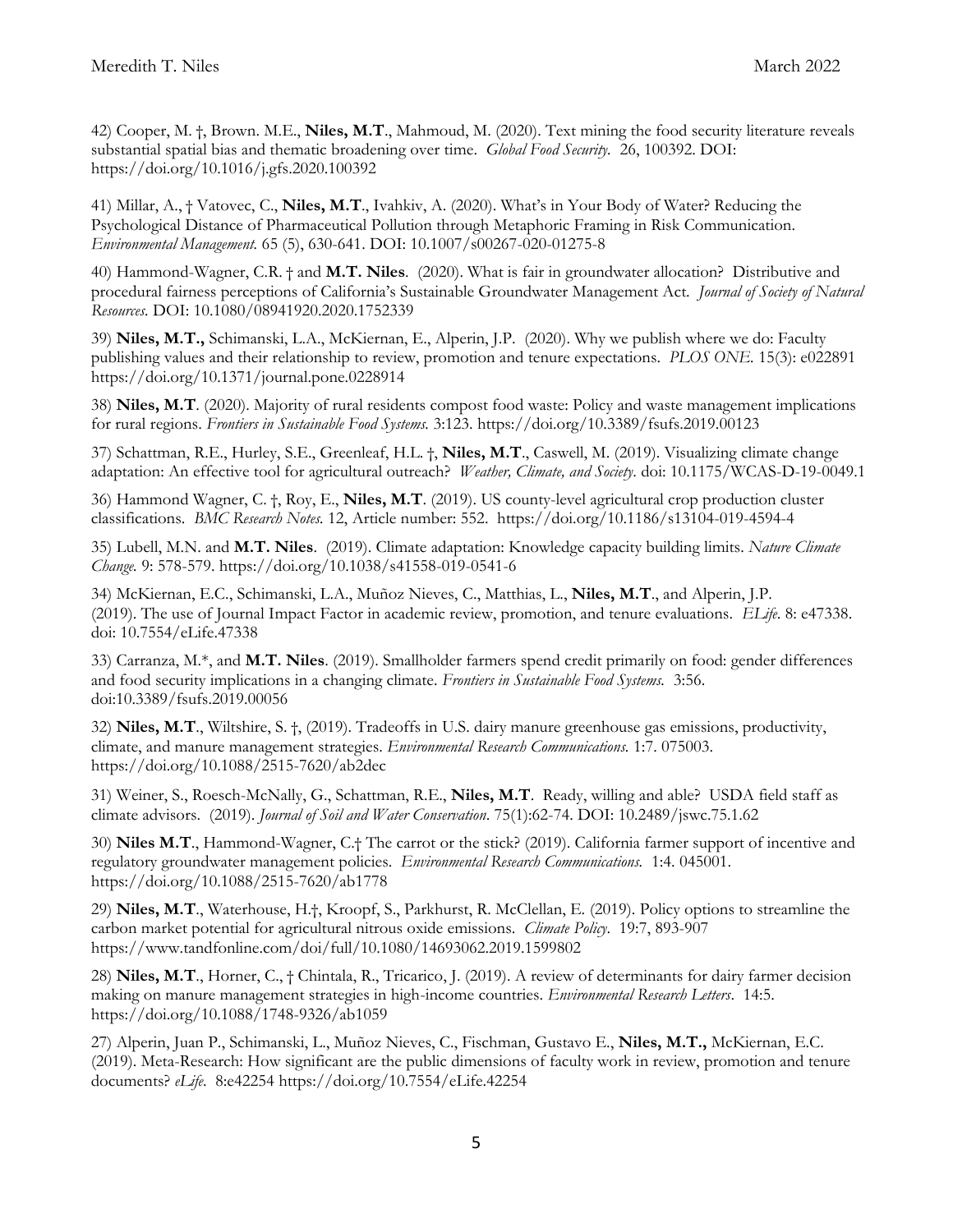42) Cooper, M. †, Brown. M.E., **Niles, M.T**., Mahmoud, M. (2020). Text mining the food security literature reveals substantial spatial bias and thematic broadening over time. *Global Food Security*. 26, 100392. DOI: https://doi.org/10.1016/j.gfs.2020.100392

41) Millar, A., † Vatovec, C., **Niles, M.T**., Ivahkiv, A. (2020). What's in Your Body of Water? Reducing the Psychological Distance of Pharmaceutical Pollution through Metaphoric Framing in Risk Communication. *Environmental Management.* 65 (5), 630-641. DOI: 10.1007/s00267-020-01275-8

40) Hammond-Wagner, C.R. † and **M.T. Niles**. (2020). What is fair in groundwater allocation? Distributive and procedural fairness perceptions of California's Sustainable Groundwater Management Act. *Journal of Society of Natural Resources*. DOI: 10.1080/08941920.2020.1752339

39) **Niles, M.T.,** Schimanski, L.A., McKiernan, E., Alperin, J.P. (2020). Why we publish where we do: Faculty publishing values and their relationship to review, promotion and tenure expectations. *PLOS ONE*. 15(3): e022891 https://doi.org/10.1371/journal.pone.0228914

38) **Niles, M.T**. (2020). Majority of rural residents compost food waste: Policy and waste management implications for rural regions. *Frontiers in Sustainable Food Systems.* 3:123. https://doi.org/10.3389/fsufs.2019.00123

37) Schattman, R.E., Hurley, S.E., Greenleaf, H.L. †, **Niles, M.T**., Caswell, M. (2019). Visualizing climate change adaptation: An effective tool for agricultural outreach? *Weather, Climate, and Society*. doi: 10.1175/WCAS-D-19-0049.1

36) Hammond Wagner, C. †, Roy, E., **Niles, M.T**. (2019). US county-level agricultural crop production cluster classifications. *BMC Research Notes.* 12, Article number: 552. https://doi.org/10.1186/s13104-019-4594-4

35) Lubell, M.N. and **M.T. Niles**. (2019). Climate adaptation: Knowledge capacity building limits. *Nature Climate Change.* 9: 578-579. https://doi.org/10.1038/s41558-019-0541-6

34) McKiernan, E.C., Schimanski, L.A., Muñoz Nieves, C., Matthias, L., **Niles, M.T**., and Alperin, J.P. (2019). The use of Journal Impact Factor in academic review, promotion, and tenure evaluations. *ELife*. 8: e47338. doi: 10.7554/eLife.47338

33) Carranza, M.*, and **M.T. Niles**. (2019). Smallholder farmers spend credit primarily on food: gender differences and food security implications in a changing climate. *Frontiers in Sustainable Food Systems.* 3:56. doi:10.3389/fsufs.2019.00056

32) **Niles, M.T**., Wiltshire, S. †, (2019). Tradeoffs in U.S. dairy manure greenhouse gas emissions, productivity, climate, and manure management strategies. *Environmental Research Communications.* 1:7. 075003. https://doi.org/10.1088/2515-7620/ab2dec

31) Weiner, S., Roesch-McNally, G., Schattman, R.E., **Niles, M.T**. Ready, willing and able? USDA field staff as climate advisors. (2019). *Journal of Soil and Water Conservation*. 75(1):62-74. DOI: 10.2489/jswc.75.1.62

30) **Niles M.T**., Hammond-Wagner, C.† The carrot or the stick? (2019). California farmer support of incentive and regulatory groundwater management policies. *Environmental Research Communications.* 1:4. 045001. https://doi.org/10.1088/2515-7620/ab1778

29) **Niles, M.T**., Waterhouse, H.†, Kroopf, S., Parkhurst, R. McClellan, E. (2019). Policy options to streamline the carbon market potential for agricultural nitrous oxide emissions. *Climate Policy*. 19:7, 893-907 https://www.tandfonline.com/doi/full/10.1080/14693062.2019.1599802

28) **Niles, M.T**., Horner, C., † Chintala, R., Tricarico, J. (2019). A review of determinants for dairy farmer decision making on manure management strategies in high-income countries. *Environmental Research Letters*. 14:5. https://doi.org/10.1088/1748-9326/ab1059

27) Alperin, Juan P., Schimanski, L., Muñoz Nieves, C., Fischman, Gustavo E., **Niles, M.T.,** McKiernan, E.C. (2019). Meta-Research: How significant are the public dimensions of faculty work in review, promotion and tenure documents? *eLife*. 8:e42254 https://doi.org/10.7554/eLife.42254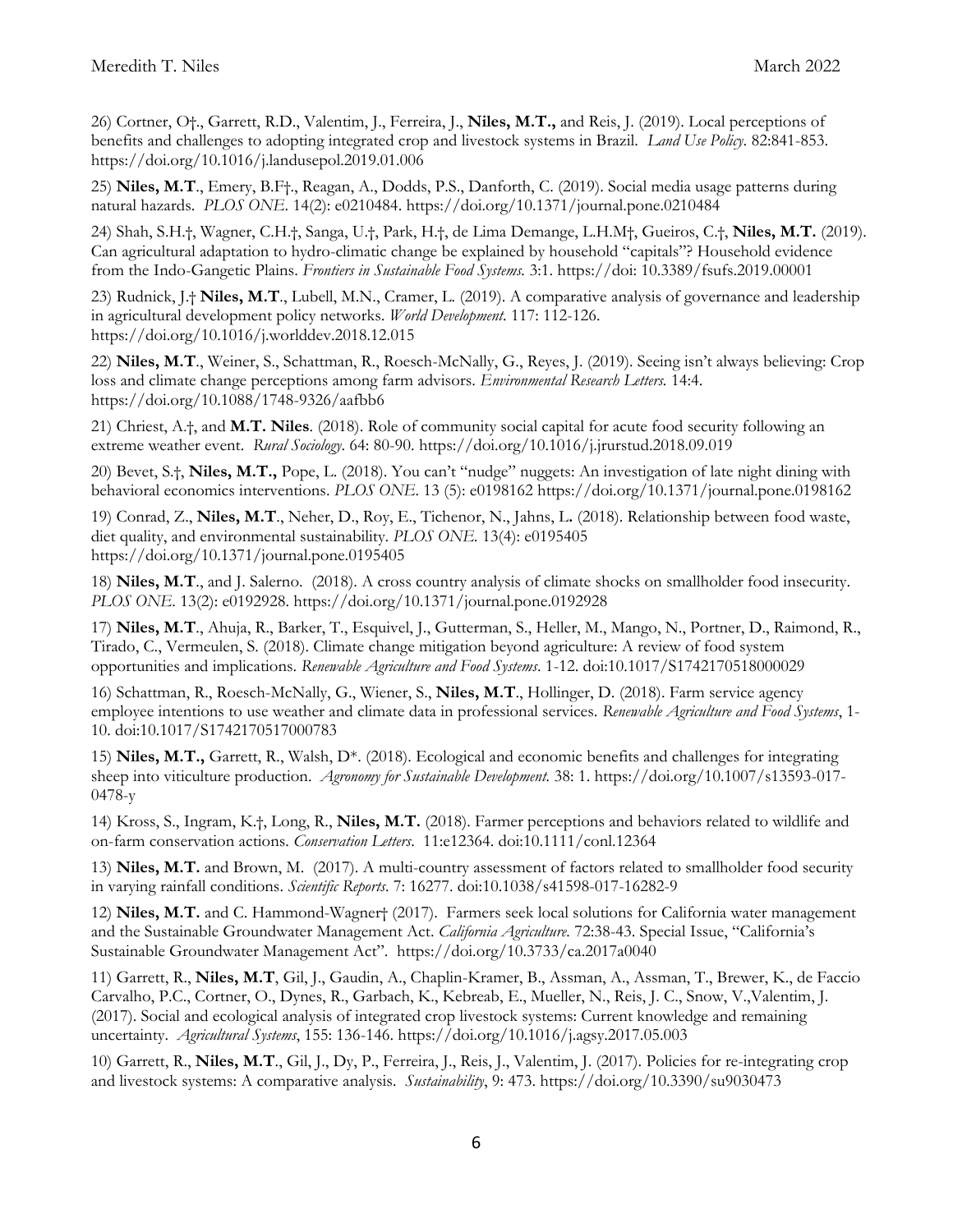26) Cortner, O†., Garrett, R.D., Valentim, J., Ferreira, J., **Niles, M.T.,** and Reis, J. (2019). Local perceptions of benefits and challenges to adopting integrated crop and livestock systems in Brazil. *Land Use Policy*. 82:841-853. https://doi.org/10.1016/j.landusepol.2019.01.006

25) **Niles, M.T**., Emery, B.F†., Reagan, A., Dodds, P.S., Danforth, C. (2019). Social media usage patterns during natural hazards. *PLOS ONE*. 14(2): e0210484. https://doi.org/10.1371/journal.pone.0210484

24) Shah, S.H.†, Wagner, C.H.†, Sanga, U.†, Park, H.†, de Lima Demange, L.H.M†, Gueiros, C.†, **Niles, M.T.** (2019). Can agricultural adaptation to hydro-climatic change be explained by household "capitals"? Household evidence from the Indo-Gangetic Plains. *Frontiers in Sustainable Food Systems.* 3:1. https://doi: 10.3389/fsufs.2019.00001

23) Rudnick, J.† **Niles, M.T**., Lubell, M.N., Cramer, L. (2019). A comparative analysis of governance and leadership in agricultural development policy networks. *World Development.* 117: 112-126. https://doi.org/10.1016/j.worlddev.2018.12.015

22) **Niles, M.T**., Weiner, S., Schattman, R., Roesch-McNally, G., Reyes, J. (2019). Seeing isn't always believing: Crop loss and climate change perceptions among farm advisors. *Environmental Research Letters.* 14:4. https://doi.org/10.1088/1748-9326/aafbb6

21) Chriest, A.†, and **M.T. Niles**. (2018). Role of community social capital for acute food security following an extreme weather event. *Rural Sociology*. 64: 80-90. https://doi.org/10.1016/j.jrurstud.2018.09.019

20) Bevet, S.†, **Niles, M.T.,** Pope, L. (2018). You can't "nudge" nuggets: An investigation of late night dining with behavioral economics interventions. *PLOS ONE*. 13 (5): e0198162 https://doi.org/10.1371/journal.pone.0198162

19) Conrad, Z., **Niles, M.T**., Neher, D., Roy, E., Tichenor, N., Jahns, L**.** (2018). Relationship between food waste, diet quality, and environmental sustainability. *PLOS ONE.* 13(4): e0195405 https://doi.org/10.1371/journal.pone.0195405

18) **Niles, M.T**., and J. Salerno. (2018). A cross country analysis of climate shocks on smallholder food insecurity. *PLOS ONE*. 13(2): e0192928. https://doi.org/10.1371/journal.pone.0192928

17) **Niles, M.T**., Ahuja, R., Barker, T., Esquivel, J., Gutterman, S., Heller, M., Mango, N., Portner, D., Raimond, R., Tirado, C., Vermeulen, S. (2018). Climate change mitigation beyond agriculture: A review of food system opportunities and implications. *Renewable Agriculture and Food Systems*. 1-12. doi:10.1017/S1742170518000029

16) Schattman, R., Roesch-McNally, G., Wiener, S., **Niles, M.T**., Hollinger, D. (2018). Farm service agency employee intentions to use weather and climate data in professional services. *Renewable Agriculture and Food Systems*, 1-10. doi:10.1017/S1742170517000783

15) **Niles, M.T.,** Garrett, R., Walsh, D\*. (2018). Ecological and economic benefits and challenges for integrating sheep into viticulture production. *Agronomy for Sustainable Development.* 38: 1. https://doi.org/10.1007/s13593-017-0478-y

14) Kross, S., Ingram, K.†, Long, R., **Niles, M.T.** (2018). Farmer perceptions and behaviors related to wildlife and on-farm conservation actions. *Conservation Letters*. 11:e12364. doi:10.1111/conl.12364

13) **Niles, M.T.** and Brown, M. (2017). A multi-country assessment of factors related to smallholder food security in varying rainfall conditions. *Scientific Reports*. 7: 16277. doi:10.1038/s41598-017-16282-9

12) **Niles, M.T.** and C. Hammond-Wagner† (2017). Farmers seek local solutions for California water management and the Sustainable Groundwater Management Act. *California Agriculture.* 72:38-43. Special Issue, "California's Sustainable Groundwater Management Act". https://doi.org/10.3733/ca.2017a0040

11) Garrett, R., **Niles, M.T**, Gil, J., Gaudin, A., Chaplin-Kramer, B., Assman, A., Assman, T., Brewer, K., de Faccio Carvalho, P.C., Cortner, O., Dynes, R., Garbach, K., Kebreab, E., Mueller, N., Reis, J. C., Snow, V.,Valentim, J. (2017). Social and ecological analysis of integrated crop livestock systems: Current knowledge and remaining uncertainty. *Agricultural Systems*, 155: 136-146. https://doi.org/10.1016/j.agsy.2017.05.003

10) Garrett, R., **Niles, M.T**., Gil, J., Dy, P., Ferreira, J., Reis, J., Valentim, J. (2017). Policies for re-integrating crop and livestock systems: A comparative analysis. *Sustainability*, 9: 473. https://doi.org/10.3390/su9030473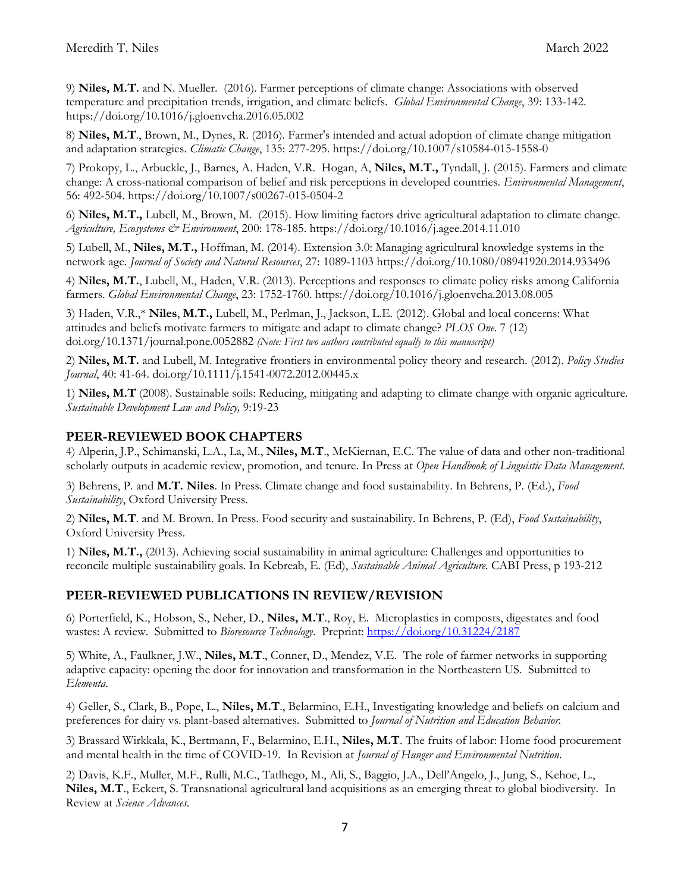9) **Niles, M.T.** and N. Mueller. (2016). Farmer perceptions of climate change: Associations with observed temperature and precipitation trends, irrigation, and climate beliefs. *Global Environmental Change*, 39: 133-142. https://doi.org/10.1016/j.gloenvcha.2016.05.002

8) **Niles, M.T**., Brown, M., Dynes, R. (2016). Farmer's intended and actual adoption of climate change mitigation and adaptation strategies. *Climatic Change*, 135: 277-295. https://doi.org/10.1007/s10584-015-1558-0

7) Prokopy, L., Arbuckle, J., Barnes, A. Haden, V.R. Hogan, A, **Niles, M.T.,** Tyndall, J. (2015). Farmers and climate change: A cross-national comparison of belief and risk perceptions in developed countries. *Environmental Management*, 56: 492-504. https://doi.org/10.1007/s00267-015-0504-2

6) **Niles, M.T.,** Lubell, M., Brown, M. (2015). How limiting factors drive agricultural adaptation to climate change. *Agriculture, Ecosystems & Environment*, 200: 178-185. https://doi.org/10.1016/j.agee.2014.11.010

5) Lubell, M., **Niles, M.T.,** Hoffman, M. (2014). Extension 3.0: Managing agricultural knowledge systems in the network age. *Journal of Society and Natural Resources*, 27: 1089-1103 https://doi.org/10.1080/08941920.2014.933496

4) **Niles, M.T.**, Lubell, M., Haden, V.R. (2013). Perceptions and responses to climate policy risks among California farmers. *Global Environmental Change*, 23: 1752-1760. https://doi.org/10.1016/j.gloenvcha.2013.08.005

3) Haden, V.R.,* **Niles**, **M.T.,** Lubell, M., Perlman, J., Jackson, L.E. (2012). Global and local concerns: What attitudes and beliefs motivate farmers to mitigate and adapt to climate change? *PLOS One*. 7 (12) doi.org/10.1371/journal.pone.0052882 *(Note: First two authors contributed equally to this manuscript)*

2) **Niles, M.T.** and Lubell, M. Integrative frontiers in environmental policy theory and research. (2012). *Policy Studies Journal*, 40: 41-64. doi.org/10.1111/j.1541-0072.2012.00445.x

1) **Niles, M.T** (2008). Sustainable soils: Reducing, mitigating and adapting to climate change with organic agriculture. *Sustainable Development Law and Policy,* 9:19-23

## PEER-REVIEWED BOOK CHAPTERS

4) Alperin, J.P., Schimanski, L.A., La, M., **Niles, M.T**., McKiernan, E.C. The value of data and other non-traditional scholarly outputs in academic review, promotion, and tenure. In Press at *Open Handbook of Linguistic Data Management.*

3) Behrens, P. and **M.T. Niles**. In Press. Climate change and food sustainability. In Behrens, P. (Ed.), *Food Sustainability*, Oxford University Press.

2) **Niles, M.T**. and M. Brown. In Press. Food security and sustainability. In Behrens, P. (Ed), *Food Sustainability*, Oxford University Press.

1) **Niles, M.T.,** (2013). Achieving social sustainability in animal agriculture: Challenges and opportunities to reconcile multiple sustainability goals. In Kebreab, E. (Ed), *Sustainable Animal Agriculture.* CABI Press, p 193-212

## PEER-REVIEWED PUBLICATIONS IN REVIEW/REVISION

6) Porterfield, K., Hobson, S., Neher, D., **Niles, M.T**., Roy, E. Microplastics in composts, digestates and food wastes: A review. Submitted to *Bioresource Technology*. Preprint: https://doi.org/10.31224/2187

5) White, A., Faulkner, J.W., **Niles, M.T**., Conner, D., Mendez, V.E. The role of farmer networks in supporting adaptive capacity: opening the door for innovation and transformation in the Northeastern US. Submitted to *Elementa*.

4) Geller, S., Clark, B., Pope, L., **Niles, M.T**., Belarmino, E.H., Investigating knowledge and beliefs on calcium and preferences for dairy vs. plant-based alternatives. Submitted to *Journal of Nutrition and Education Behavior.*

3) Brassard Wirkkala, K., Bertmann, F., Belarmino, E.H., **Niles, M.T**. The fruits of labor: Home food procurement and mental health in the time of COVID-19. In Revision at *Journal of Hunger and Environmental Nutrition*.

2) Davis, K.F., Muller, M.F., Rulli, M.C., Tatlhego, M., Ali, S., Baggio, J.A., Dell'Angelo, J., Jung, S., Kehoe, L., **Niles, M.T**., Eckert, S. Transnational agricultural land acquisitions as an emerging threat to global biodiversity. In Review at *Science Advances*.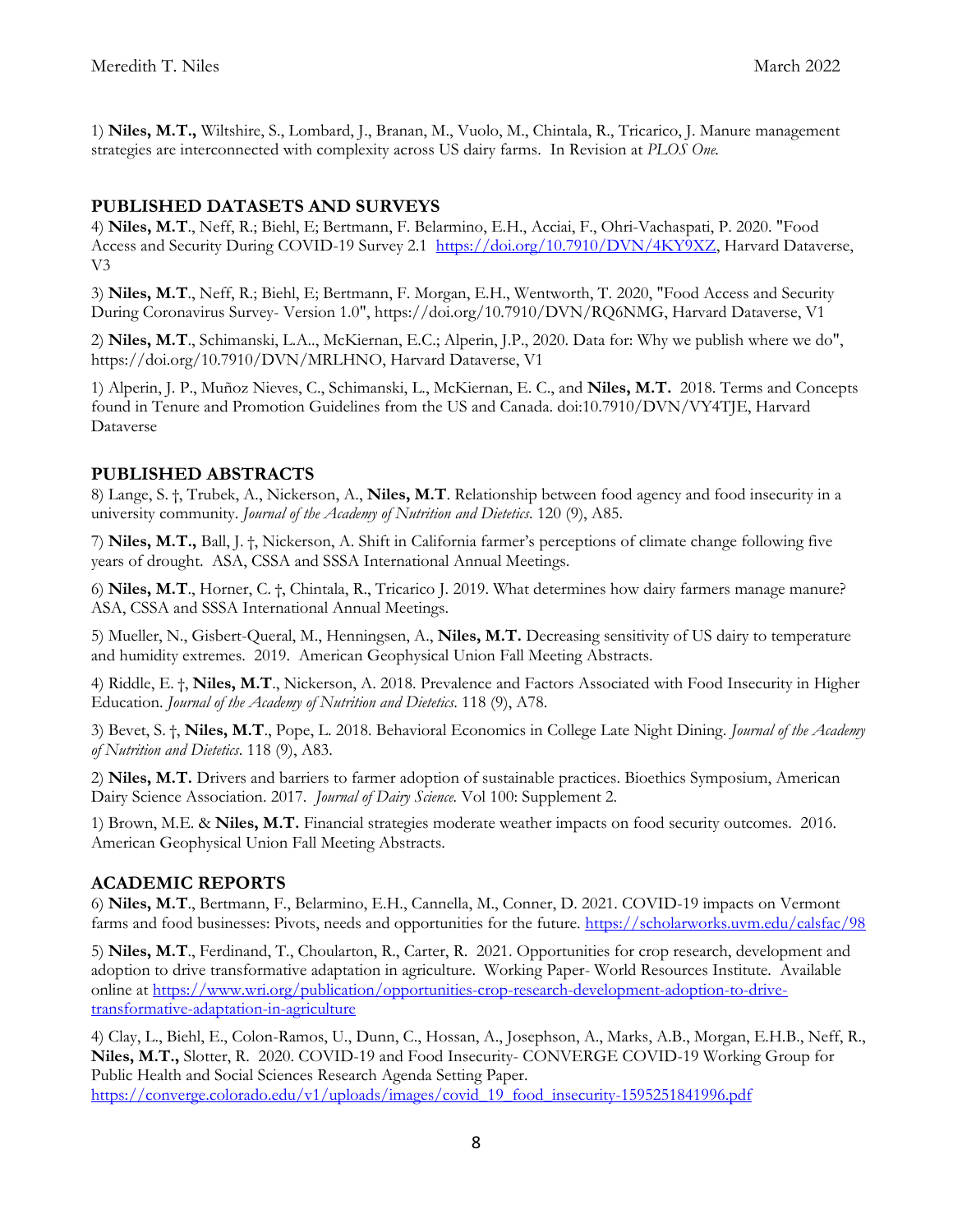1) **Niles, M.T.,** Wiltshire, S., Lombard, J., Branan, M., Vuolo, M., Chintala, R., Tricarico, J. Manure management strategies are interconnected with complexity across US dairy farms. In Revision at *PLOS One.*

## PUBLISHED DATASETS AND SURVEYS

4) **Niles, M.T**., Neff, R.; Biehl, E; Bertmann, F. Belarmino, E.H., Acciai, F., Ohri-Vachaspati, P. 2020. "Food Access and Security During COVID-19 Survey 2.1 https://doi.org/10.7910/DVN/4KY9XZ, Harvard Dataverse, V3

3) **Niles, M.T**., Neff, R.; Biehl, E; Bertmann, F. Morgan, E.H., Wentworth, T. 2020, "Food Access and Security During Coronavirus Survey- Version 1.0", https://doi.org/10.7910/DVN/RQ6NMG, Harvard Dataverse, V1

2) **Niles, M.T**., Schimanski, L.A.., McKiernan, E.C.; Alperin, J.P., 2020. Data for: Why we publish where we do", https://doi.org/10.7910/DVN/MRLHNO, Harvard Dataverse, V1

1) Alperin, J. P., Muñoz Nieves, C., Schimanski, L., McKiernan, E. C., and **Niles, M.T.** 2018. Terms and Concepts found in Tenure and Promotion Guidelines from the US and Canada. doi:10.7910/DVN/VY4TJE, Harvard Dataverse

## PUBLISHED ABSTRACTS

8) Lange, S. †, Trubek, A., Nickerson, A., **Niles, M.T**. Relationship between food agency and food insecurity in a university community. *Journal of the Academy of Nutrition and Dietetics*. 120 (9), A85.

7) **Niles, M.T.,** Ball, J. †, Nickerson, A. Shift in California farmer's perceptions of climate change following five years of drought. ASA, CSSA and SSSA International Annual Meetings.

6) **Niles, M.T**., Horner, C. †, Chintala, R., Tricarico J. 2019. What determines how dairy farmers manage manure? ASA, CSSA and SSSA International Annual Meetings.

5) Mueller, N., Gisbert-Queral, M., Henningsen, A., **Niles, M.T.** Decreasing sensitivity of US dairy to temperature and humidity extremes. 2019. American Geophysical Union Fall Meeting Abstracts.

4) Riddle, E. †, **Niles, M.T**., Nickerson, A. 2018. Prevalence and Factors Associated with Food Insecurity in Higher Education. *Journal of the Academy of Nutrition and Dietetics*. 118 (9), A78.

3) Bevet, S. †, **Niles, M.T**., Pope, L. 2018. Behavioral Economics in College Late Night Dining. *Journal of the Academy of Nutrition and Dietetics*. 118 (9), A83.

2) **Niles, M.T.** Drivers and barriers to farmer adoption of sustainable practices. Bioethics Symposium, American Dairy Science Association. 2017. *Journal of Dairy Science.* Vol 100: Supplement 2.

1) Brown, M.E. & **Niles, M.T.** Financial strategies moderate weather impacts on food security outcomes. 2016. American Geophysical Union Fall Meeting Abstracts.

## ACADEMIC REPORTS

6) **Niles, M.T**., Bertmann, F., Belarmino, E.H., Cannella, M., Conner, D. 2021. COVID-19 impacts on Vermont farms and food businesses: Pivots, needs and opportunities for the future. https://scholarworks.uvm.edu/calsfac/98

5) **Niles, M.T**., Ferdinand, T., Choularton, R., Carter, R. 2021. Opportunities for crop research, development and adoption to drive transformative adaptation in agriculture. Working Paper- World Resources Institute. Available online at https://www.wri.org/publication/opportunities-crop-research-development-adoption-to-drive-transformative-adaptation-in-agriculture

4) Clay, L., Biehl, E., Colon-Ramos, U., Dunn, C., Hossan, A., Josephson, A., Marks, A.B., Morgan, E.H.B., Neff, R., **Niles, M.T.,** Slotter, R. 2020. COVID-19 and Food Insecurity- CONVERGE COVID-19 Working Group for Public Health and Social Sciences Research Agenda Setting Paper. https://converge.colorado.edu/v1/uploads/images/covid_19_food_insecurity-1595251841996.pdf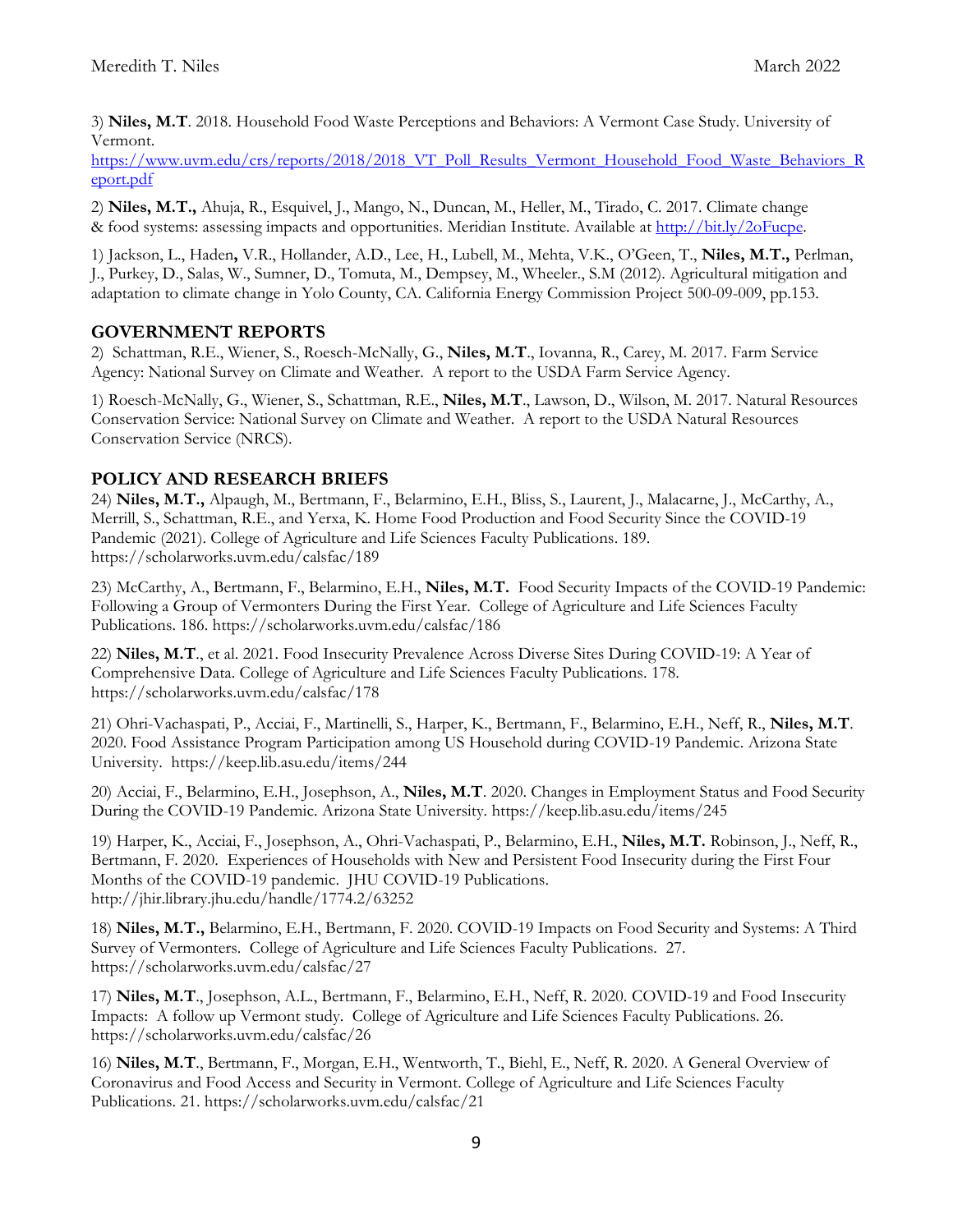3) **Niles, M.T**. 2018. Household Food Waste Perceptions and Behaviors: A Vermont Case Study. University of Vermont.
[https://www.uvm.edu/crs/reports/2018/2018_VT_Poll_Results_Vermont_Household_Food_Waste_Behaviors_Report.pdf](https://www.uvm.edu/crs/reports/2018/2018_VT_Poll_Results_Vermont_Household_Food_Waste_Behaviors_Report.pdf)

2) **Niles, M.T.,** Ahuja, R., Esquivel, J., Mango, N., Duncan, M., Heller, M., Tirado, C. 2017. Climate change & food systems: assessing impacts and opportunities. Meridian Institute. Available at [http://bit.ly/2oFucpe](http://bit.ly/2oFucpe).

1) Jackson, L., Haden**,** V.R., Hollander, A.D., Lee, H., Lubell, M., Mehta, V.K., O'Geen, T., **Niles, M.T.,** Perlman, J., Purkey, D., Salas, W., Sumner, D., Tomuta, M., Dempsey, M., Wheeler., S.M (2012). Agricultural mitigation and adaptation to climate change in Yolo County, CA. California Energy Commission Project 500-09-009, pp.153.

## GOVERNMENT REPORTS

2) Schattman, R.E., Wiener, S., Roesch-McNally, G., **Niles, M.T**., Iovanna, R., Carey, M. 2017. Farm Service Agency: National Survey on Climate and Weather. A report to the USDA Farm Service Agency.

1) Roesch-McNally, G., Wiener, S., Schattman, R.E., **Niles, M.T**., Lawson, D., Wilson, M. 2017. Natural Resources Conservation Service: National Survey on Climate and Weather. A report to the USDA Natural Resources Conservation Service (NRCS).

## POLICY AND RESEARCH BRIEFS

24) **Niles, M.T.,** Alpaugh, M., Bertmann, F., Belarmino, E.H., Bliss, S., Laurent, J., Malacarne, J., McCarthy, A., Merrill, S., Schattman, R.E., and Yerxa, K. Home Food Production and Food Security Since the COVID-19 Pandemic (2021). College of Agriculture and Life Sciences Faculty Publications. 189. https://scholarworks.uvm.edu/calsfac/189

23) McCarthy, A., Bertmann, F., Belarmino, E.H., **Niles, M.T.** Food Security Impacts of the COVID-19 Pandemic: Following a Group of Vermonters During the First Year. College of Agriculture and Life Sciences Faculty Publications. 186. https://scholarworks.uvm.edu/calsfac/186

22) **Niles, M.T**., et al. 2021. Food Insecurity Prevalence Across Diverse Sites During COVID-19: A Year of Comprehensive Data. College of Agriculture and Life Sciences Faculty Publications. 178. https://scholarworks.uvm.edu/calsfac/178

21) Ohri-Vachaspati, P., Acciai, F., Martinelli, S., Harper, K., Bertmann, F., Belarmino, E.H., Neff, R., **Niles, M.T**. 2020. Food Assistance Program Participation among US Household during COVID-19 Pandemic. Arizona State University. https://keep.lib.asu.edu/items/244

20) Acciai, F., Belarmino, E.H., Josephson, A., **Niles, M.T**. 2020. Changes in Employment Status and Food Security During the COVID-19 Pandemic. Arizona State University. https://keep.lib.asu.edu/items/245

19) Harper, K., Acciai, F., Josephson, A., Ohri-Vachaspati, P., Belarmino, E.H., **Niles, M.T.** Robinson, J., Neff, R., Bertmann, F. 2020. Experiences of Households with New and Persistent Food Insecurity during the First Four Months of the COVID-19 pandemic. JHU COVID-19 Publications. http://jhir.library.jhu.edu/handle/1774.2/63252

18) **Niles, M.T.,** Belarmino, E.H., Bertmann, F. 2020. COVID-19 Impacts on Food Security and Systems: A Third Survey of Vermonters. College of Agriculture and Life Sciences Faculty Publications. 27. https://scholarworks.uvm.edu/calsfac/27

17) **Niles, M.T**., Josephson, A.L., Bertmann, F., Belarmino, E.H., Neff, R. 2020. COVID-19 and Food Insecurity Impacts: A follow up Vermont study. College of Agriculture and Life Sciences Faculty Publications. 26. https://scholarworks.uvm.edu/calsfac/26

16) **Niles, M.T**., Bertmann, F., Morgan, E.H., Wentworth, T., Biehl, E., Neff, R. 2020. A General Overview of Coronavirus and Food Access and Security in Vermont. College of Agriculture and Life Sciences Faculty Publications. 21. https://scholarworks.uvm.edu/calsfac/21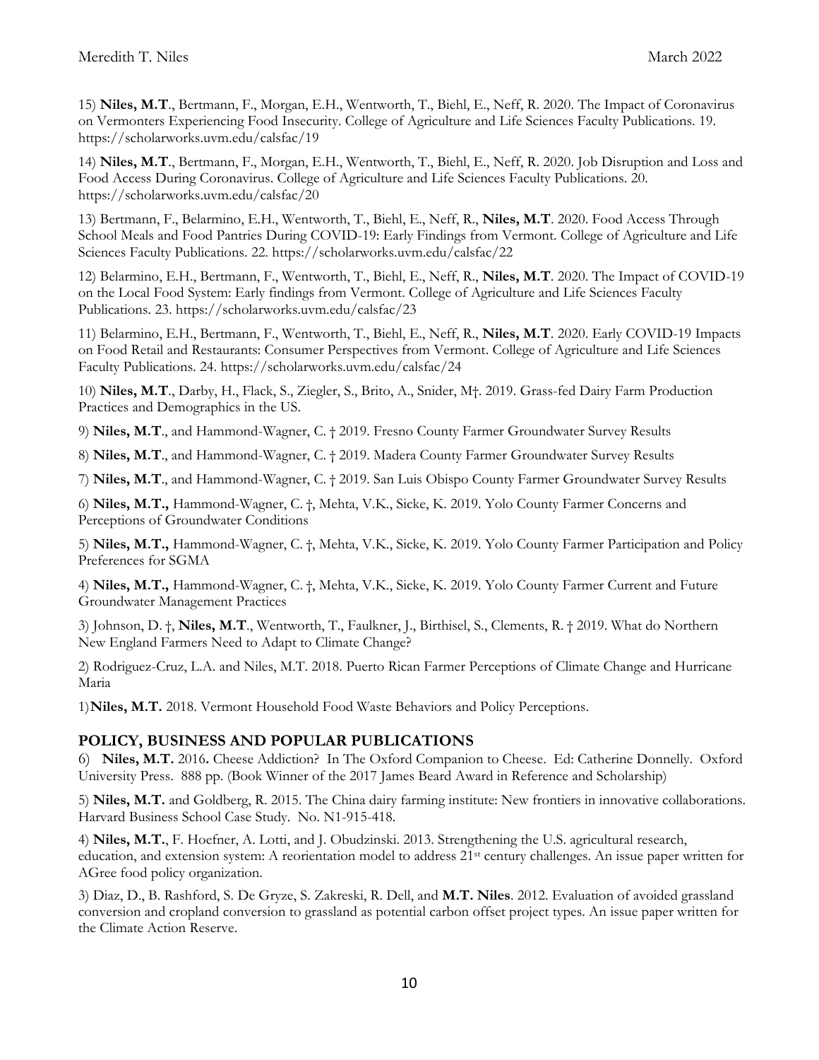15) **Niles, M.T**., Bertmann, F., Morgan, E.H., Wentworth, T., Biehl, E., Neff, R. 2020. The Impact of Coronavirus on Vermonters Experiencing Food Insecurity. College of Agriculture and Life Sciences Faculty Publications. 19. https://scholarworks.uvm.edu/calsfac/19

14) **Niles, M.T**., Bertmann, F., Morgan, E.H., Wentworth, T., Biehl, E., Neff, R. 2020. Job Disruption and Loss and Food Access During Coronavirus. College of Agriculture and Life Sciences Faculty Publications. 20. https://scholarworks.uvm.edu/calsfac/20

13) Bertmann, F., Belarmino, E.H., Wentworth, T., Biehl, E., Neff, R., **Niles, M.T**. 2020. Food Access Through School Meals and Food Pantries During COVID-19: Early Findings from Vermont. College of Agriculture and Life Sciences Faculty Publications. 22. https://scholarworks.uvm.edu/calsfac/22

12) Belarmino, E.H., Bertmann, F., Wentworth, T., Biehl, E., Neff, R., **Niles, M.T**. 2020. The Impact of COVID-19 on the Local Food System: Early findings from Vermont. College of Agriculture and Life Sciences Faculty Publications. 23. https://scholarworks.uvm.edu/calsfac/23

11) Belarmino, E.H., Bertmann, F., Wentworth, T., Biehl, E., Neff, R., **Niles, M.T**. 2020. Early COVID-19 Impacts on Food Retail and Restaurants: Consumer Perspectives from Vermont. College of Agriculture and Life Sciences Faculty Publications. 24. https://scholarworks.uvm.edu/calsfac/24

10) **Niles, M.T**., Darby, H., Flack, S., Ziegler, S., Brito, A., Snider, M†. 2019. Grass-fed Dairy Farm Production Practices and Demographics in the US.

9) **Niles, M.T**., and Hammond-Wagner, C. † 2019. Fresno County Farmer Groundwater Survey Results

8) **Niles, M.T**., and Hammond-Wagner, C. † 2019. Madera County Farmer Groundwater Survey Results

7) **Niles, M.T**., and Hammond-Wagner, C. † 2019. San Luis Obispo County Farmer Groundwater Survey Results

6) **Niles, M.T.,** Hammond-Wagner, C. †, Mehta, V.K., Sicke, K. 2019. Yolo County Farmer Concerns and Perceptions of Groundwater Conditions

5) **Niles, M.T.,** Hammond-Wagner, C. †, Mehta, V.K., Sicke, K. 2019. Yolo County Farmer Participation and Policy Preferences for SGMA

4) **Niles, M.T.,** Hammond-Wagner, C. †, Mehta, V.K., Sicke, K. 2019. Yolo County Farmer Current and Future Groundwater Management Practices

3) Johnson, D. †, **Niles, M.T**., Wentworth, T., Faulkner, J., Birthisel, S., Clements, R. † 2019. What do Northern New England Farmers Need to Adapt to Climate Change?

2) Rodriguez-Cruz, L.A. and Niles, M.T. 2018. Puerto Rican Farmer Perceptions of Climate Change and Hurricane Maria

1) **Niles, M.T.** 2018. Vermont Household Food Waste Behaviors and Policy Perceptions.

## POLICY, BUSINESS AND POPULAR PUBLICATIONS

6) **Niles, M.T.** 2016**.** Cheese Addiction? In The Oxford Companion to Cheese. Ed: Catherine Donnelly. Oxford University Press. 888 pp. (Book Winner of the 2017 James Beard Award in Reference and Scholarship)

5) **Niles, M.T.** and Goldberg, R. 2015. The China dairy farming institute: New frontiers in innovative collaborations. Harvard Business School Case Study. No. N1-915-418.

4) **Niles, M.T.**, F. Hoefner, A. Lotti, and J. Obudzinski. 2013. Strengthening the U.S. agricultural research, education, and extension system: A reorientation model to address 21st century challenges. An issue paper written for AGree food policy organization.

3) Diaz, D., B. Rashford, S. De Gryze, S. Zakreski, R. Dell, and **M.T. Niles**. 2012. Evaluation of avoided grassland conversion and cropland conversion to grassland as potential carbon offset project types. An issue paper written for the Climate Action Reserve.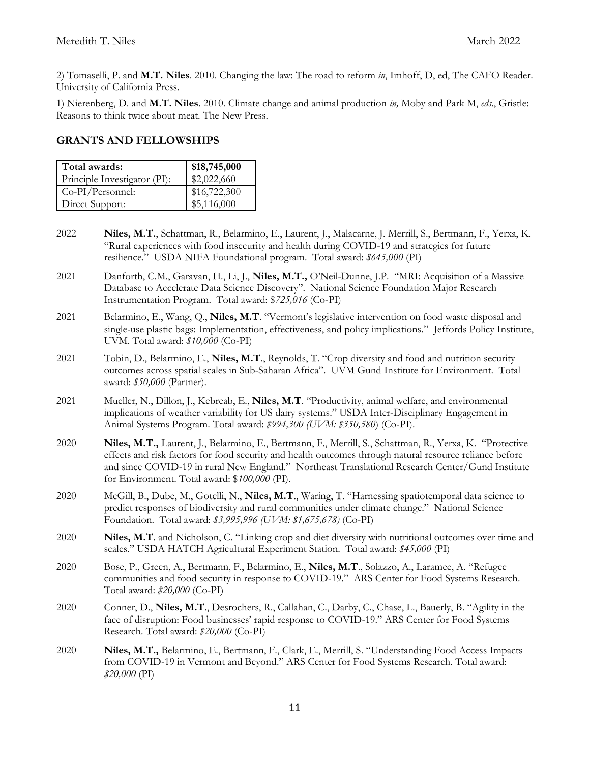2) Tomaselli, P. and **M.T. Niles**. 2010. Changing the law: The road to reform *in*, Imhoff, D, ed, The CAFO Reader. University of California Press.

1) Nierenberg, D. and **M.T. Niles**. 2010. Climate change and animal production *in,* Moby and Park M, *eds*., Gristle: Reasons to think twice about meat. The New Press.

## GRANTS AND FELLOWSHIPS

| **Total awards:** | **$18,745,000** |
|---|---|
| Principle Investigator (PI): | $2,022,660 |
| Co-PI/Personnel: | $16,722,300 |
| Direct Support: | $5,116,000 |

2022 **Niles, M.T.**, Schattman, R., Belarmino, E., Laurent, J., Malacarne, J. Merrill, S., Bertmann, F., Yerxa, K. "Rural experiences with food insecurity and health during COVID-19 and strategies for future resilience." USDA NIFA Foundational program. Total award: *$645,000* (PI)

2021 Danforth, C.M., Garavan, H., Li, J., **Niles, M.T.,** O'Neil-Dunne, J.P. "MRI: Acquisition of a Massive Database to Accelerate Data Science Discovery". National Science Foundation Major Research Instrumentation Program. Total award: $*725,016* (Co-PI)

2021 Belarmino, E., Wang, Q., **Niles, M.T**. "Vermont's legislative intervention on food waste disposal and single-use plastic bags: Implementation, effectiveness, and policy implications." Jeffords Policy Institute, UVM. Total award: *$10,000* (Co-PI)

2021 Tobin, D., Belarmino, E., **Niles, M.T**., Reynolds, T. "Crop diversity and food and nutrition security outcomes across spatial scales in Sub-Saharan Africa". UVM Gund Institute for Environment. Total award: *$50,000* (Partner).

2021 Mueller, N., Dillon, J., Kebreab, E., **Niles, M.T**. "Productivity, animal welfare, and environmental implications of weather variability for US dairy systems." USDA Inter-Disciplinary Engagement in Animal Systems Program. Total award: *$994,300 (UVM: $350,580*) (Co-PI).

2020 **Niles, M.T.,** Laurent, J., Belarmino, E., Bertmann, F., Merrill, S., Schattman, R., Yerxa, K. "Protective effects and risk factors for food security and health outcomes through natural resource reliance before and since COVID-19 in rural New England." Northeast Translational Research Center/Gund Institute for Environment. Total award: $*100,000* (PI).

2020 McGill, B., Dube, M., Gotelli, N., **Niles, M.T**., Waring, T. "Harnessing spatiotemporal data science to predict responses of biodiversity and rural communities under climate change." National Science Foundation. Total award: *$3,995,996 (UVM: $1,675,678)* (Co-PI)

2020 **Niles, M.T**. and Nicholson, C. "Linking crop and diet diversity with nutritional outcomes over time and scales." USDA HATCH Agricultural Experiment Station. Total award: *$45,000* (PI)

2020 Bose, P., Green, A., Bertmann, F., Belarmino, E., **Niles, M.T**., Solazzo, A., Laramee, A. "Refugee communities and food security in response to COVID-19." ARS Center for Food Systems Research. Total award: *$20,000* (Co-PI)

2020 Conner, D., **Niles, M.T**., Desrochers, R., Callahan, C., Darby, C., Chase, L., Bauerly, B. "Agility in the face of disruption: Food businesses' rapid response to COVID-19." ARS Center for Food Systems Research. Total award: *$20,000* (Co-PI)

2020 **Niles, M.T.,** Belarmino, E., Bertmann, F., Clark, E., Merrill, S. "Understanding Food Access Impacts from COVID-19 in Vermont and Beyond." ARS Center for Food Systems Research. Total award: *$20,000* (PI)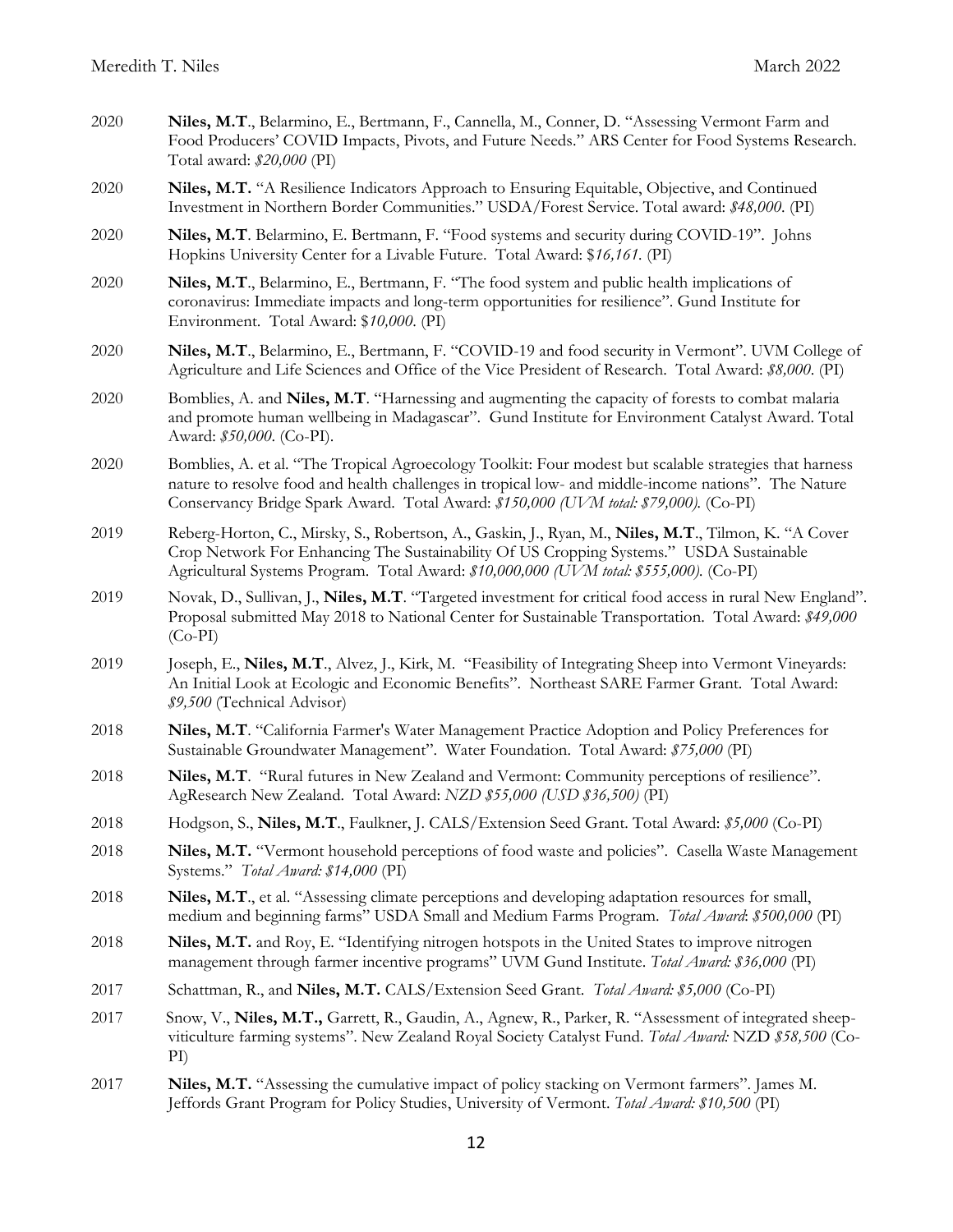2020 **Niles, M.T**., Belarmino, E., Bertmann, F., Cannella, M., Conner, D. "Assessing Vermont Farm and Food Producers' COVID Impacts, Pivots, and Future Needs." ARS Center for Food Systems Research. Total award: *$20,000* (PI)

2020 **Niles, M.T.** "A Resilience Indicators Approach to Ensuring Equitable, Objective, and Continued Investment in Northern Border Communities." USDA/Forest Service. Total award: *$48,000*. (PI)

2020 **Niles, M.T**. Belarmino, E. Bertmann, F. "Food systems and security during COVID-19". Johns Hopkins University Center for a Livable Future. Total Award: $*16,161*. (PI)

2020 **Niles, M.T**., Belarmino, E., Bertmann, F. "The food system and public health implications of coronavirus: Immediate impacts and long-term opportunities for resilience". Gund Institute for Environment. Total Award: $*10,000*. (PI)

2020 **Niles, M.T**., Belarmino, E., Bertmann, F. "COVID-19 and food security in Vermont". UVM College of Agriculture and Life Sciences and Office of the Vice President of Research. Total Award: *$8,000*. (PI)

2020 Bomblies, A. and **Niles, M.T**. "Harnessing and augmenting the capacity of forests to combat malaria and promote human wellbeing in Madagascar". Gund Institute for Environment Catalyst Award. Total Award: *$50,000*. (Co-PI).

2020 Bomblies, A. et al. "The Tropical Agroecology Toolkit: Four modest but scalable strategies that harness nature to resolve food and health challenges in tropical low- and middle-income nations". The Nature Conservancy Bridge Spark Award. Total Award: *$150,000 (UVM total: $79,000).* (Co-PI)

2019 Reberg-Horton, C., Mirsky, S., Robertson, A., Gaskin, J., Ryan, M., **Niles, M.T**., Tilmon, K. "A Cover Crop Network For Enhancing The Sustainability Of US Cropping Systems." USDA Sustainable Agricultural Systems Program. Total Award: *$10,000,000 (UVM total: $555,000).* (Co-PI)

2019 Novak, D., Sullivan, J., **Niles, M.T**. "Targeted investment for critical food access in rural New England". Proposal submitted May 2018 to National Center for Sustainable Transportation. Total Award: *$49,000* (Co-PI)

2019 Joseph, E., **Niles, M.T**., Alvez, J., Kirk, M. "Feasibility of Integrating Sheep into Vermont Vineyards: An Initial Look at Ecologic and Economic Benefits". Northeast SARE Farmer Grant. Total Award: *$9,500* (Technical Advisor)

2018 **Niles, M.T**. "California Farmer's Water Management Practice Adoption and Policy Preferences for Sustainable Groundwater Management". Water Foundation. Total Award: *$75,000* (PI)

2018 **Niles, M.T**. "Rural futures in New Zealand and Vermont: Community perceptions of resilience". AgResearch New Zealand. Total Award: *NZD $55,000 (USD $36,500)* (PI)

2018 Hodgson, S., **Niles, M.T**., Faulkner, J. CALS/Extension Seed Grant. Total Award: *$5,000* (Co-PI)

2018 **Niles, M.T.** "Vermont household perceptions of food waste and policies". Casella Waste Management Systems." *Total Award: $14,000* (PI)

2018 **Niles, M.T**., et al. "Assessing climate perceptions and developing adaptation resources for small, medium and beginning farms" USDA Small and Medium Farms Program. *Total Award*: *$500,000* (PI)

2018 **Niles, M.T.** and Roy, E. "Identifying nitrogen hotspots in the United States to improve nitrogen management through farmer incentive programs" UVM Gund Institute. *Total Award: $36,000* (PI)

2017 Schattman, R., and **Niles, M.T.** CALS/Extension Seed Grant. *Total Award: $5,000* (Co-PI)

2017 Snow, V., **Niles, M.T.,** Garrett, R., Gaudin, A., Agnew, R., Parker, R. "Assessment of integrated sheep-viticulture farming systems". New Zealand Royal Society Catalyst Fund. *Total Award:* NZD *$58,500* (Co-PI)

2017 **Niles, M.T.** "Assessing the cumulative impact of policy stacking on Vermont farmers". James M. Jeffords Grant Program for Policy Studies, University of Vermont. *Total Award: $10,500* (PI)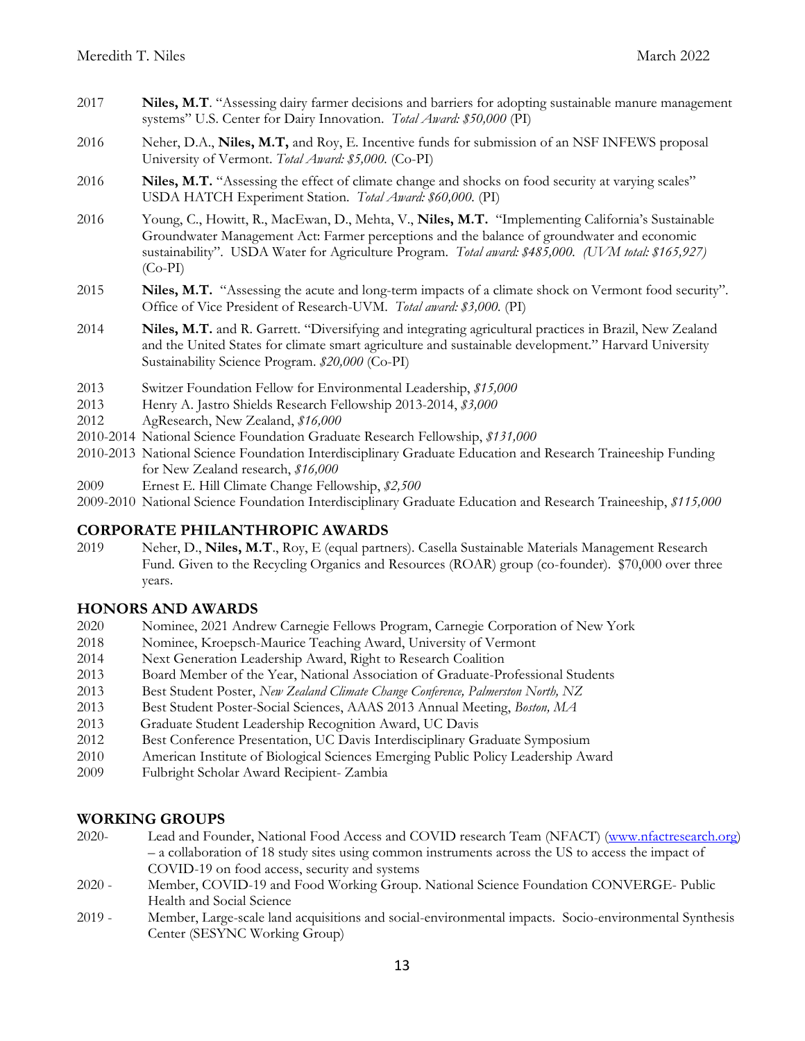2017 **Niles, M.T**. "Assessing dairy farmer decisions and barriers for adopting sustainable manure management systems" U.S. Center for Dairy Innovation. *Total Award: $50,000* (PI)

2016 Neher, D.A., **Niles, M.T,** and Roy, E. Incentive funds for submission of an NSF INFEWS proposal University of Vermont. *Total Award: $5,000.* (Co-PI)

2016 **Niles, M.T.** "Assessing the effect of climate change and shocks on food security at varying scales" USDA HATCH Experiment Station. *Total Award: $60,000.* (PI)

2016 Young, C., Howitt, R., MacEwan, D., Mehta, V., **Niles, M.T.** "Implementing California's Sustainable Groundwater Management Act: Farmer perceptions and the balance of groundwater and economic sustainability". USDA Water for Agriculture Program. *Total award: $485,000. (UVM total: $165,927)* (Co-PI)

2015 **Niles, M.T.** "Assessing the acute and long-term impacts of a climate shock on Vermont food security". Office of Vice President of Research-UVM. *Total award: $3,000.* (PI)

2014 **Niles, M.T.** and R. Garrett. "Diversifying and integrating agricultural practices in Brazil, New Zealand and the United States for climate smart agriculture and sustainable development." Harvard University Sustainability Science Program. *$20,000* (Co-PI)

2013 Switzer Foundation Fellow for Environmental Leadership, *$15,000*
2013 Henry A. Jastro Shields Research Fellowship 2013-2014, *$3,000*
2012 AgResearch, New Zealand, *$16,000*
2010-2014 National Science Foundation Graduate Research Fellowship, *$131,000*
2010-2013 National Science Foundation Interdisciplinary Graduate Education and Research Traineeship Funding for New Zealand research, *$16,000*
2009 Ernest E. Hill Climate Change Fellowship, *$2,500*
2009-2010 National Science Foundation Interdisciplinary Graduate Education and Research Traineeship, *$115,000*

## CORPORATE PHILANTHROPIC AWARDS

2019 Neher, D., **Niles, M.T**., Roy, E (equal partners). Casella Sustainable Materials Management Research Fund. Given to the Recycling Organics and Resources (ROAR) group (co-founder). $70,000 over three years.

## HONORS AND AWARDS

2020 Nominee, 2021 Andrew Carnegie Fellows Program, Carnegie Corporation of New York
2018 Nominee, Kroepsch-Maurice Teaching Award, University of Vermont
2014 Next Generation Leadership Award, Right to Research Coalition
2013 Board Member of the Year, National Association of Graduate-Professional Students
2013 Best Student Poster, *New Zealand Climate Change Conference, Palmerston North, NZ*
2013 Best Student Poster-Social Sciences, AAAS 2013 Annual Meeting, *Boston, MA*
2013 Graduate Student Leadership Recognition Award, UC Davis
2012 Best Conference Presentation, UC Davis Interdisciplinary Graduate Symposium
2010 American Institute of Biological Sciences Emerging Public Policy Leadership Award
2009 Fulbright Scholar Award Recipient- Zambia

## WORKING GROUPS

2020- Lead and Founder, National Food Access and COVID research Team (NFACT) (www.nfactresearch.org) – a collaboration of 18 study sites using common instruments across the US to access the impact of COVID-19 on food access, security and systems
2020 - Member, COVID-19 and Food Working Group. National Science Foundation CONVERGE- Public Health and Social Science
2019 - Member, Large-scale land acquisitions and social-environmental impacts. Socio-environmental Synthesis Center (SESYNC Working Group)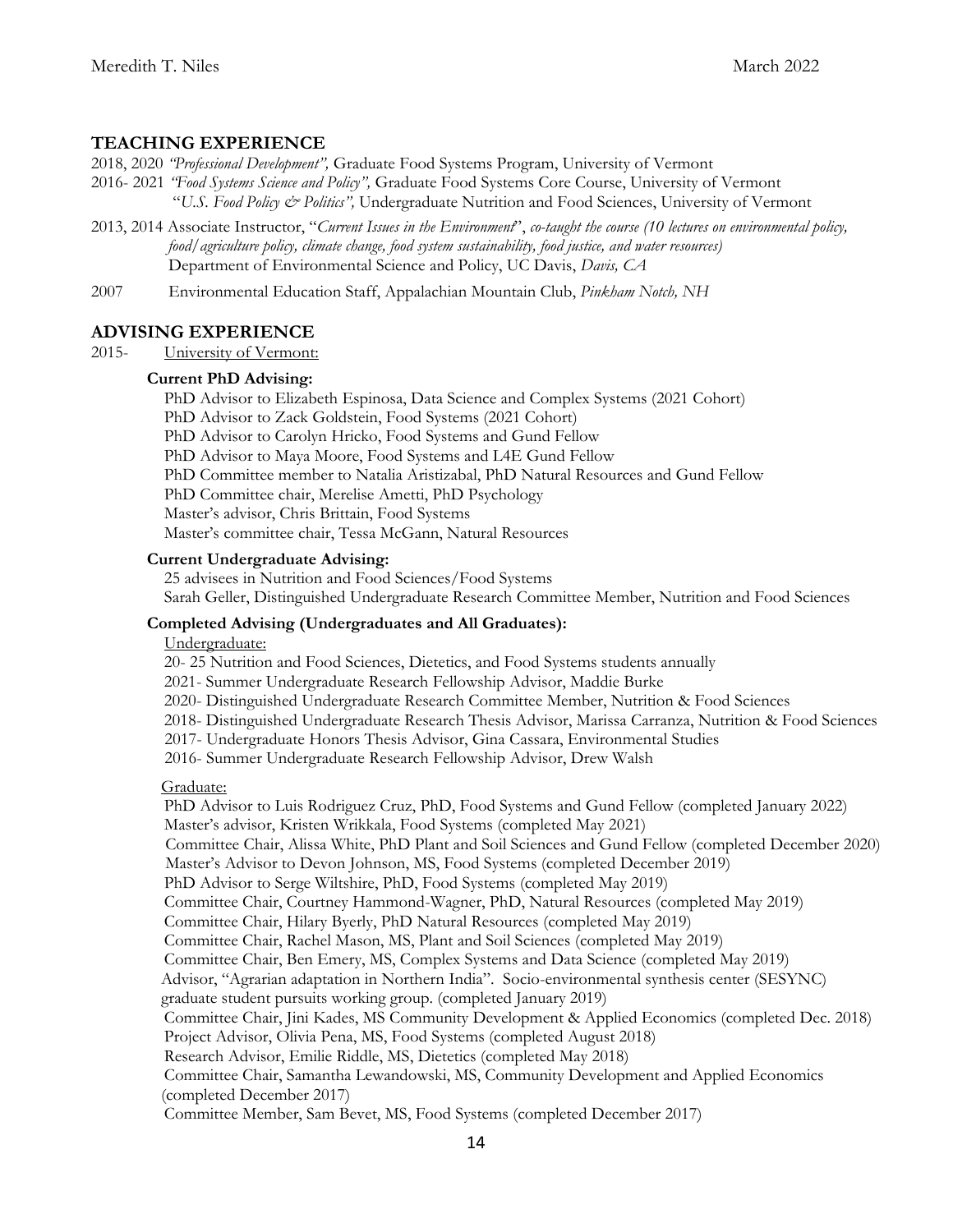## TEACHING EXPERIENCE

2018, 2020 *"Professional Development",* Graduate Food Systems Program, University of Vermont

2016- 2021 *"Food Systems Science and Policy",* Graduate Food Systems Core Course, University of Vermont
"*U.S. Food Policy & Politics",* Undergraduate Nutrition and Food Sciences, University of Vermont

2013, 2014 Associate Instructor, "*Current Issues in the Environment*", *co-taught the course (10 lectures on environmental policy, food/agriculture policy, climate change, food system sustainability, food justice, and water resources)*
Department of Environmental Science and Policy, UC Davis, *Davis, CA*

2007 Environmental Education Staff, Appalachian Mountain Club, *Pinkham Notch, NH*

## ADVISING EXPERIENCE

2015- University of Vermont:

**Current PhD Advising:**

PhD Advisor to Elizabeth Espinosa, Data Science and Complex Systems (2021 Cohort)
PhD Advisor to Zack Goldstein, Food Systems (2021 Cohort)
PhD Advisor to Carolyn Hricko, Food Systems and Gund Fellow
PhD Advisor to Maya Moore, Food Systems and L4E Gund Fellow
PhD Committee member to Natalia Aristizabal, PhD Natural Resources and Gund Fellow
PhD Committee chair, Merelise Ametti, PhD Psychology
Master's advisor, Chris Brittain, Food Systems
Master's committee chair, Tessa McGann, Natural Resources

**Current Undergraduate Advising:**

25 advisees in Nutrition and Food Sciences/Food Systems
Sarah Geller, Distinguished Undergraduate Research Committee Member, Nutrition and Food Sciences

**Completed Advising (Undergraduates and All Graduates):**

Undergraduate:

20- 25 Nutrition and Food Sciences, Dietetics, and Food Systems students annually
2021- Summer Undergraduate Research Fellowship Advisor, Maddie Burke
2020- Distinguished Undergraduate Research Committee Member, Nutrition & Food Sciences
2018- Distinguished Undergraduate Research Thesis Advisor, Marissa Carranza, Nutrition & Food Sciences
2017- Undergraduate Honors Thesis Advisor, Gina Cassara, Environmental Studies
2016- Summer Undergraduate Research Fellowship Advisor, Drew Walsh

Graduate:

PhD Advisor to Luis Rodriguez Cruz, PhD, Food Systems and Gund Fellow (completed January 2022)
Master's advisor, Kristen Wrikkala, Food Systems (completed May 2021)
Committee Chair, Alissa White, PhD Plant and Soil Sciences and Gund Fellow (completed December 2020)
Master's Advisor to Devon Johnson, MS, Food Systems (completed December 2019)
PhD Advisor to Serge Wiltshire, PhD, Food Systems (completed May 2019)
Committee Chair, Courtney Hammond-Wagner, PhD, Natural Resources (completed May 2019)
Committee Chair, Hilary Byerly, PhD Natural Resources (completed May 2019)
Committee Chair, Rachel Mason, MS, Plant and Soil Sciences (completed May 2019)
Committee Chair, Ben Emery, MS, Complex Systems and Data Science (completed May 2019)
Advisor, "Agrarian adaptation in Northern India". Socio-environmental synthesis center (SESYNC) graduate student pursuits working group. (completed January 2019)
Committee Chair, Jini Kades, MS Community Development & Applied Economics (completed Dec. 2018)
Project Advisor, Olivia Pena, MS, Food Systems (completed August 2018)
Research Advisor, Emilie Riddle, MS, Dietetics (completed May 2018)
Committee Chair, Samantha Lewandowski, MS, Community Development and Applied Economics (completed December 2017)
Committee Member, Sam Bevet, MS, Food Systems (completed December 2017)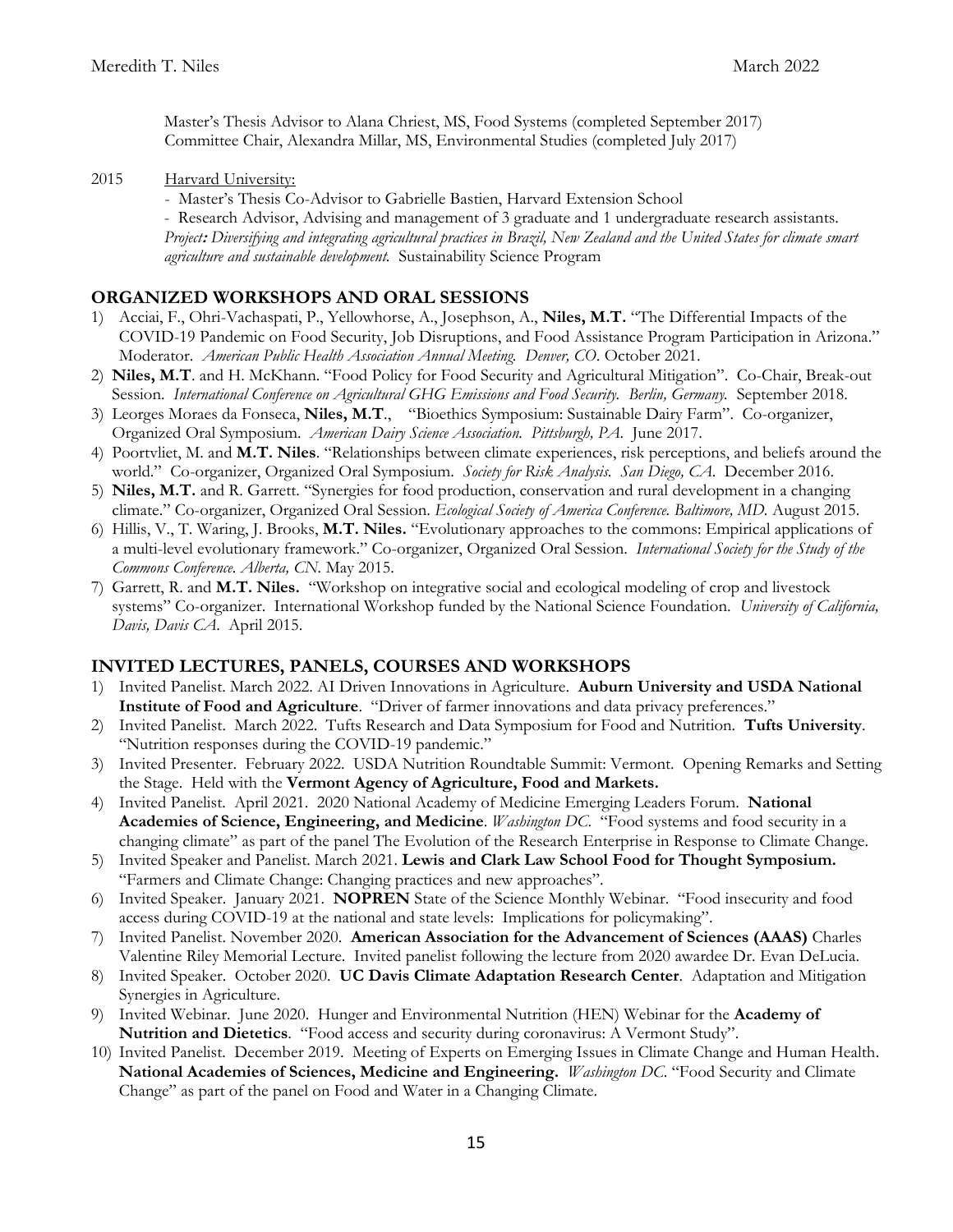Master's Thesis Advisor to Alana Chriest, MS, Food Systems (completed September 2017)
Committee Chair, Alexandra Millar, MS, Environmental Studies (completed July 2017)

2015 Harvard University:

- Master's Thesis Co-Advisor to Gabrielle Bastien, Harvard Extension School
- Research Advisor, Advising and management of 3 graduate and 1 undergraduate research assistants. *Project: Diversifying and integrating agricultural practices in Brazil, New Zealand and the United States for climate smart agriculture and sustainable development.* Sustainability Science Program

## ORGANIZED WORKSHOPS AND ORAL SESSIONS

1) Acciai, F., Ohri-Vachaspati, P., Yellowhorse, A., Josephson, A., **Niles, M.T.** "The Differential Impacts of the COVID-19 Pandemic on Food Security, Job Disruptions, and Food Assistance Program Participation in Arizona." Moderator. *American Public Health Association Annual Meeting. Denver, CO*. October 2021.
2) **Niles, M.T**. and H. McKhann. "Food Policy for Food Security and Agricultural Mitigation". Co-Chair, Break-out Session. *International Conference on Agricultural GHG Emissions and Food Security. Berlin, Germany.* September 2018.
3) Leorges Moraes da Fonseca, **Niles, M.T**., "Bioethics Symposium: Sustainable Dairy Farm". Co-organizer, Organized Oral Symposium. *American Dairy Science Association. Pittsburgh, PA.* June 2017.
4) Poortvliet, M. and **M.T. Niles**. "Relationships between climate experiences, risk perceptions, and beliefs around the world." Co-organizer, Organized Oral Symposium. *Society for Risk Analysis. San Diego, CA.* December 2016.
5) **Niles, M.T.** and R. Garrett. "Synergies for food production, conservation and rural development in a changing climate." Co-organizer, Organized Oral Session. *Ecological Society of America Conference. Baltimore, MD.* August 2015.
6) Hillis, V., T. Waring, J. Brooks, **M.T. Niles.** "Evolutionary approaches to the commons: Empirical applications of a multi-level evolutionary framework." Co-organizer, Organized Oral Session. *International Society for the Study of the Commons Conference. Alberta, CN.* May 2015.
7) Garrett, R. and **M.T. Niles.** "Workshop on integrative social and ecological modeling of crop and livestock systems" Co-organizer. International Workshop funded by the National Science Foundation. *University of California, Davis, Davis CA.* April 2015.

## INVITED LECTURES, PANELS, COURSES AND WORKSHOPS

1) Invited Panelist. March 2022. AI Driven Innovations in Agriculture. **Auburn University and USDA National Institute of Food and Agriculture**. "Driver of farmer innovations and data privacy preferences."
2) Invited Panelist. March 2022. Tufts Research and Data Symposium for Food and Nutrition. **Tufts University**. "Nutrition responses during the COVID-19 pandemic."
3) Invited Presenter. February 2022. USDA Nutrition Roundtable Summit: Vermont. Opening Remarks and Setting the Stage. Held with the **Vermont Agency of Agriculture, Food and Markets.**
4) Invited Panelist. April 2021. 2020 National Academy of Medicine Emerging Leaders Forum. **National Academies of Science, Engineering, and Medicine**. *Washington DC*. "Food systems and food security in a changing climate" as part of the panel The Evolution of the Research Enterprise in Response to Climate Change.
5) Invited Speaker and Panelist. March 2021. **Lewis and Clark Law School Food for Thought Symposium.** "Farmers and Climate Change: Changing practices and new approaches".
6) Invited Speaker. January 2021. **NOPREN** State of the Science Monthly Webinar. "Food insecurity and food access during COVID-19 at the national and state levels: Implications for policymaking".
7) Invited Panelist. November 2020. **American Association for the Advancement of Sciences (AAAS)** Charles Valentine Riley Memorial Lecture. Invited panelist following the lecture from 2020 awardee Dr. Evan DeLucia.
8) Invited Speaker. October 2020. **UC Davis Climate Adaptation Research Center**. Adaptation and Mitigation Synergies in Agriculture.
9) Invited Webinar. June 2020. Hunger and Environmental Nutrition (HEN) Webinar for the **Academy of Nutrition and Dietetics**. "Food access and security during coronavirus: A Vermont Study".
10) Invited Panelist. December 2019. Meeting of Experts on Emerging Issues in Climate Change and Human Health. **National Academies of Sciences, Medicine and Engineering.** *Washington DC*. "Food Security and Climate Change" as part of the panel on Food and Water in a Changing Climate.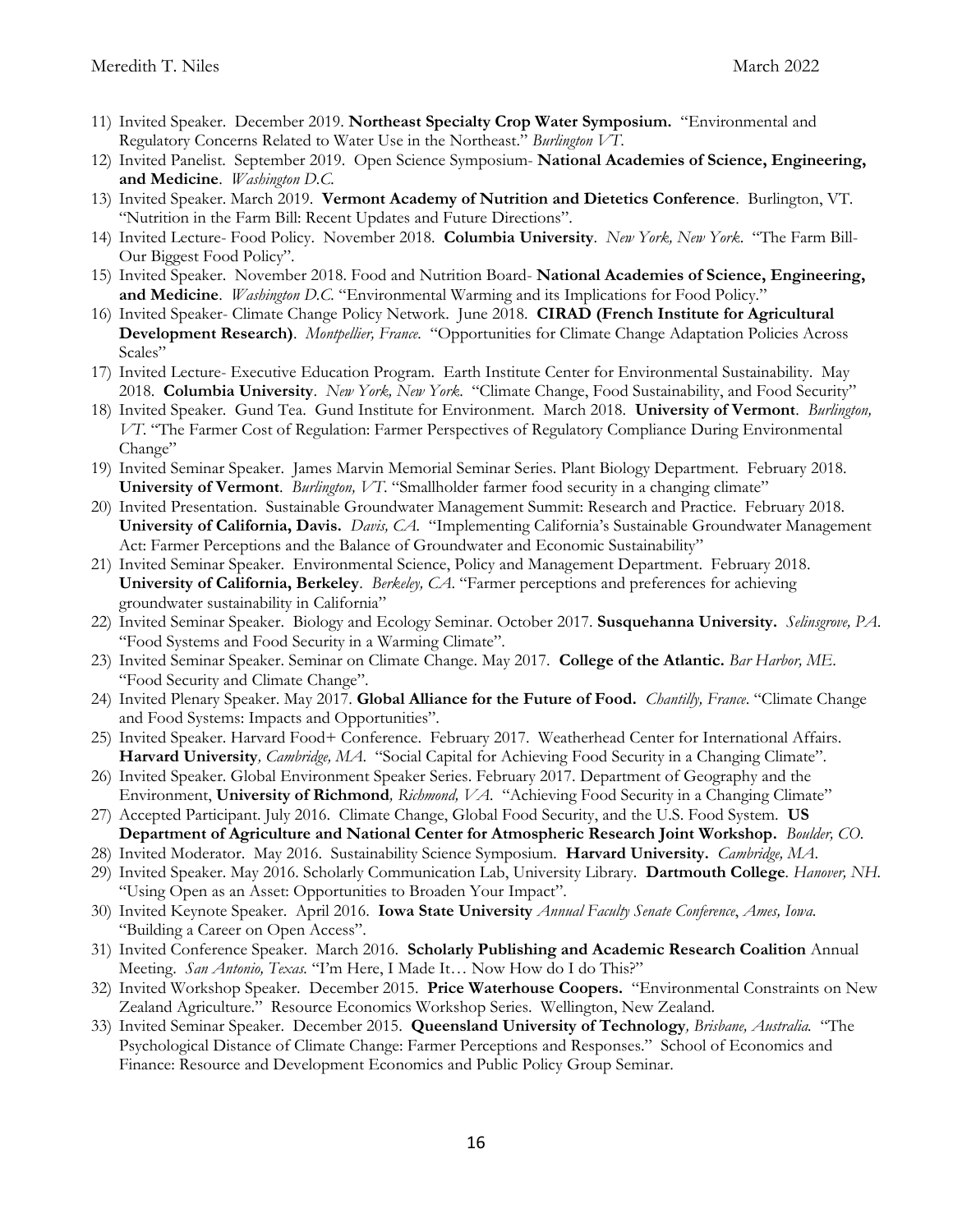11) Invited Speaker. December 2019. **Northeast Specialty Crop Water Symposium.** "Environmental and Regulatory Concerns Related to Water Use in the Northeast." *Burlington VT.*
12) Invited Panelist. September 2019. Open Science Symposium- **National Academies of Science, Engineering, and Medicine**. *Washington D.C.*
13) Invited Speaker. March 2019. **Vermont Academy of Nutrition and Dietetics Conference**. Burlington, VT. "Nutrition in the Farm Bill: Recent Updates and Future Directions".
14) Invited Lecture- Food Policy. November 2018. **Columbia University**. *New York, New York*. "The Farm Bill- Our Biggest Food Policy".
15) Invited Speaker. November 2018. Food and Nutrition Board- **National Academies of Science, Engineering, and Medicine**. *Washington D.C.* "Environmental Warming and its Implications for Food Policy."
16) Invited Speaker- Climate Change Policy Network. June 2018. **CIRAD (French Institute for Agricultural Development Research)**. *Montpellier, France*. "Opportunities for Climate Change Adaptation Policies Across Scales"
17) Invited Lecture- Executive Education Program. Earth Institute Center for Environmental Sustainability. May 2018. **Columbia University**. *New York, New York*. "Climate Change, Food Sustainability, and Food Security"
18) Invited Speaker. Gund Tea. Gund Institute for Environment. March 2018. **University of Vermont**. *Burlington, VT*. "The Farmer Cost of Regulation: Farmer Perspectives of Regulatory Compliance During Environmental Change"
19) Invited Seminar Speaker. James Marvin Memorial Seminar Series. Plant Biology Department. February 2018. **University of Vermont**. *Burlington, VT*. "Smallholder farmer food security in a changing climate"
20) Invited Presentation. Sustainable Groundwater Management Summit: Research and Practice. February 2018. **University of California, Davis.** *Davis, CA.* "Implementing California's Sustainable Groundwater Management Act: Farmer Perceptions and the Balance of Groundwater and Economic Sustainability"
21) Invited Seminar Speaker. Environmental Science, Policy and Management Department. February 2018. **University of California, Berkeley**. *Berkeley, CA*. "Farmer perceptions and preferences for achieving groundwater sustainability in California"
22) Invited Seminar Speaker. Biology and Ecology Seminar. October 2017. **Susquehanna University.** *Selinsgrove, PA*. "Food Systems and Food Security in a Warming Climate".
23) Invited Seminar Speaker. Seminar on Climate Change. May 2017. **College of the Atlantic.** *Bar Harbor, ME*. "Food Security and Climate Change".
24) Invited Plenary Speaker. May 2017. **Global Alliance for the Future of Food.** *Chantilly, France*. "Climate Change and Food Systems: Impacts and Opportunities".
25) Invited Speaker. Harvard Food+ Conference. February 2017. Weatherhead Center for International Affairs. **Harvard University***, Cambridge, MA*. "Social Capital for Achieving Food Security in a Changing Climate".
26) Invited Speaker. Global Environment Speaker Series. February 2017. Department of Geography and the Environment, **University of Richmond***, Richmond, VA*. "Achieving Food Security in a Changing Climate"
27) Accepted Participant. July 2016. Climate Change, Global Food Security, and the U.S. Food System. **US Department of Agriculture and National Center for Atmospheric Research Joint Workshop.** *Boulder, CO.*
28) Invited Moderator. May 2016. Sustainability Science Symposium. **Harvard University.** *Cambridge, MA.*
29) Invited Speaker. May 2016. Scholarly Communication Lab, University Library. **Dartmouth College**. *Hanover, NH*. "Using Open as an Asset: Opportunities to Broaden Your Impact".
30) Invited Keynote Speaker. April 2016. **Iowa State University** *Annual Faculty Senate Conference*, *Ames, Iowa*. "Building a Career on Open Access".
31) Invited Conference Speaker. March 2016. **Scholarly Publishing and Academic Research Coalition** Annual Meeting. *San Antonio, Texas*. "I'm Here, I Made It… Now How do I do This?"
32) Invited Workshop Speaker. December 2015. **Price Waterhouse Coopers.** "Environmental Constraints on New Zealand Agriculture." Resource Economics Workshop Series. Wellington, New Zealand.
33) Invited Seminar Speaker. December 2015. **Queensland University of Technology***, Brisbane, Australia.* "The Psychological Distance of Climate Change: Farmer Perceptions and Responses." School of Economics and Finance: Resource and Development Economics and Public Policy Group Seminar.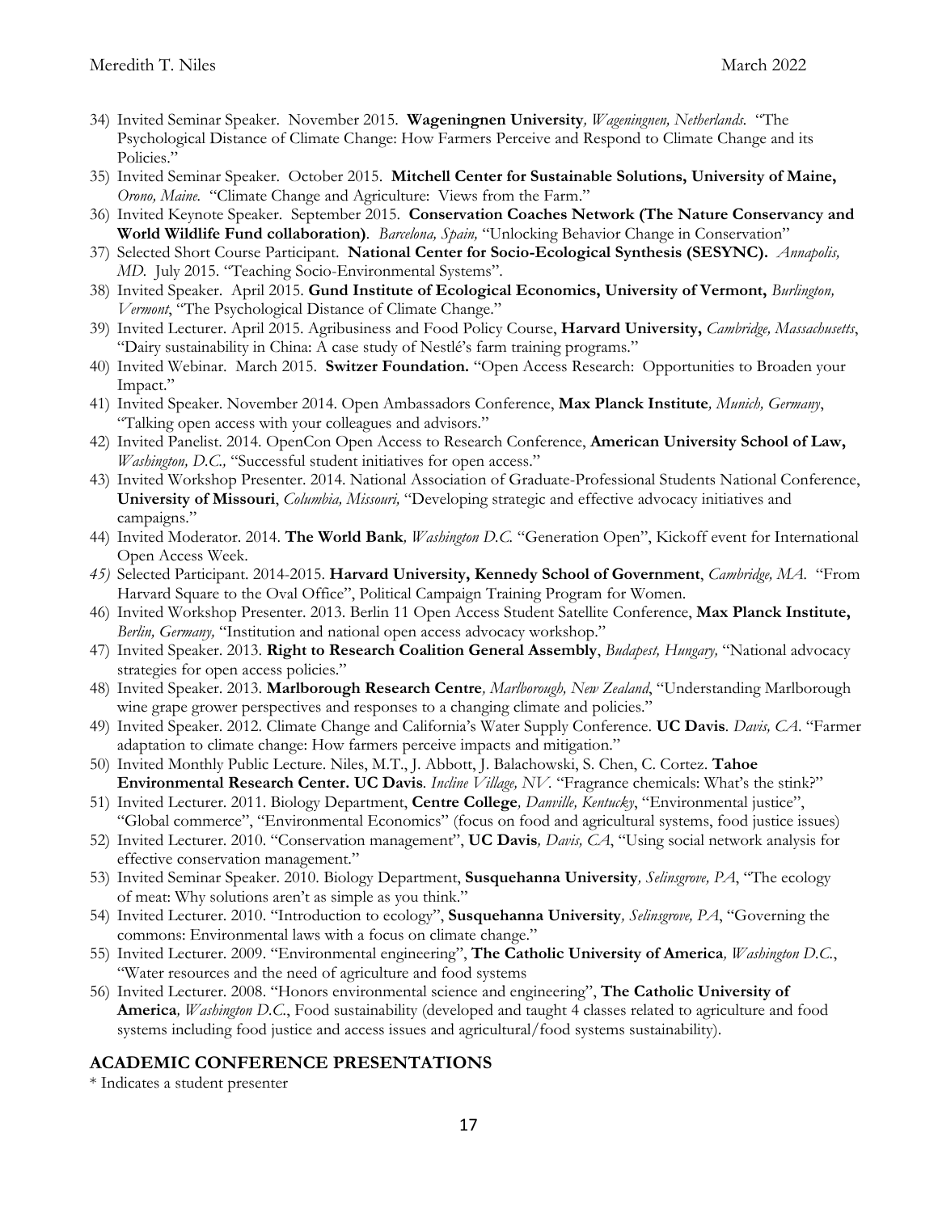34) Invited Seminar Speaker. November 2015. **Wageningnen University**, *Wageningnen, Netherlands*. "The Psychological Distance of Climate Change: How Farmers Perceive and Respond to Climate Change and its Policies."
35) Invited Seminar Speaker. October 2015. **Mitchell Center for Sustainable Solutions, University of Maine,** *Orono, Maine*. "Climate Change and Agriculture: Views from the Farm."
36) Invited Keynote Speaker. September 2015. **Conservation Coaches Network (The Nature Conservancy and World Wildlife Fund collaboration)**. *Barcelona, Spain,* "Unlocking Behavior Change in Conservation"
37) Selected Short Course Participant. **National Center for Socio-Ecological Synthesis (SESYNC).** *Annapolis, MD*. July 2015. "Teaching Socio-Environmental Systems".
38) Invited Speaker. April 2015. **Gund Institute of Ecological Economics, University of Vermont,** *Burlington, Vermont*, "The Psychological Distance of Climate Change."
39) Invited Lecturer. April 2015. Agribusiness and Food Policy Course, **Harvard University,** *Cambridge, Massachusetts*, "Dairy sustainability in China: A case study of Nestlé's farm training programs."
40) Invited Webinar. March 2015. **Switzer Foundation.** "Open Access Research: Opportunities to Broaden your Impact."
41) Invited Speaker. November 2014. Open Ambassadors Conference, **Max Planck Institute**, *Munich, Germany*, "Talking open access with your colleagues and advisors."
42) Invited Panelist. 2014. OpenCon Open Access to Research Conference, **American University School of Law,** *Washington, D.C.,* "Successful student initiatives for open access."
43) Invited Workshop Presenter. 2014. National Association of Graduate-Professional Students National Conference, **University of Missouri**, *Columbia, Missouri,* "Developing strategic and effective advocacy initiatives and campaigns."
44) Invited Moderator. 2014. **The World Bank**, *Washington D.C.* "Generation Open", Kickoff event for International Open Access Week.
45) Selected Participant. 2014-2015. **Harvard University, Kennedy School of Government**, *Cambridge, MA*. "From Harvard Square to the Oval Office", Political Campaign Training Program for Women.
46) Invited Workshop Presenter. 2013. Berlin 11 Open Access Student Satellite Conference, **Max Planck Institute,** *Berlin, Germany,* "Institution and national open access advocacy workshop."
47) Invited Speaker. 2013. **Right to Research Coalition General Assembly**, *Budapest, Hungary,* "National advocacy strategies for open access policies."
48) Invited Speaker. 2013. **Marlborough Research Centre**, *Marlborough, New Zealand*, "Understanding Marlborough wine grape grower perspectives and responses to a changing climate and policies."
49) Invited Speaker. 2012. Climate Change and California's Water Supply Conference. **UC Davis**. *Davis, CA*. "Farmer adaptation to climate change: How farmers perceive impacts and mitigation."
50) Invited Monthly Public Lecture. Niles, M.T., J. Abbott, J. Balachowski, S. Chen, C. Cortez. **Tahoe Environmental Research Center. UC Davis**. *Incline Village, NV*. "Fragrance chemicals: What's the stink?"
51) Invited Lecturer. 2011. Biology Department, **Centre College**, *Danville, Kentucky*, "Environmental justice", "Global commerce", "Environmental Economics" (focus on food and agricultural systems, food justice issues)
52) Invited Lecturer. 2010. "Conservation management", **UC Davis**, *Davis, CA*, "Using social network analysis for effective conservation management."
53) Invited Seminar Speaker. 2010. Biology Department, **Susquehanna University**, *Selinsgrove, PA*, "The ecology of meat: Why solutions aren't as simple as you think."
54) Invited Lecturer. 2010. "Introduction to ecology", **Susquehanna University**, *Selinsgrove, PA*, "Governing the commons: Environmental laws with a focus on climate change."
55) Invited Lecturer. 2009. "Environmental engineering", **The Catholic University of America**, *Washington D.C.*, "Water resources and the need of agriculture and food systems
56) Invited Lecturer. 2008. "Honors environmental science and engineering", **The Catholic University of America**, *Washington D.C.*, Food sustainability (developed and taught 4 classes related to agriculture and food systems including food justice and access issues and agricultural/food systems sustainability).

## ACADEMIC CONFERENCE PRESENTATIONS

* Indicates a student presenter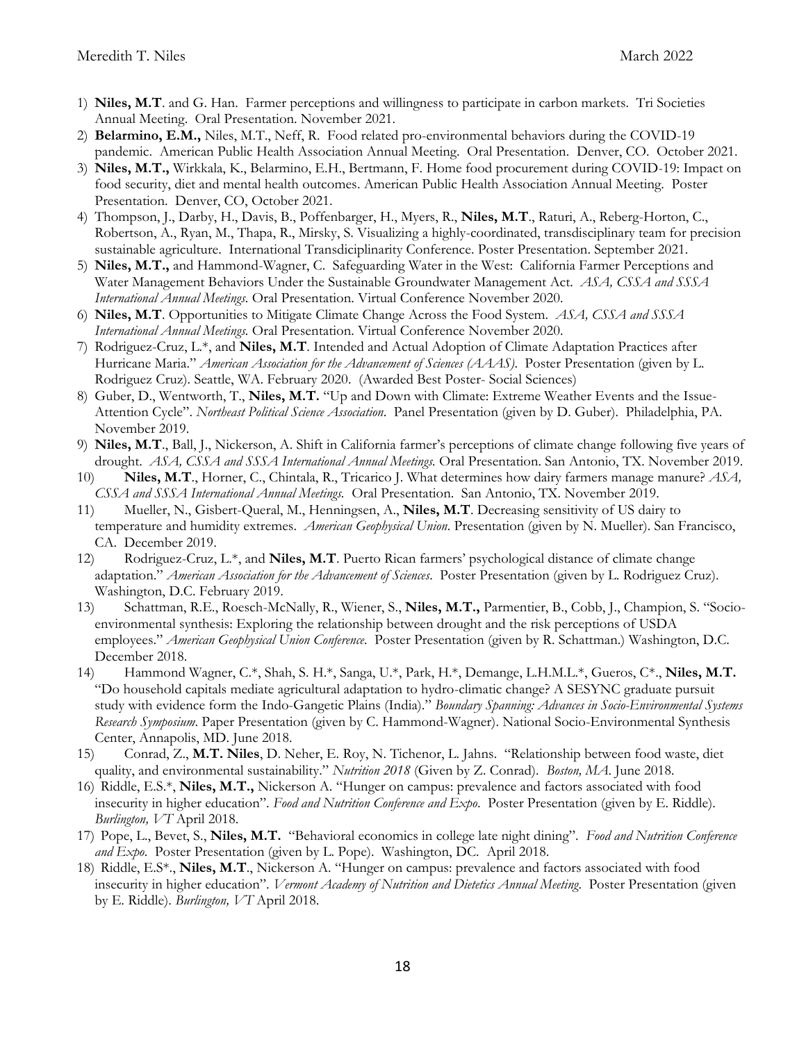1) **Niles, M.T**. and G. Han. Farmer perceptions and willingness to participate in carbon markets. Tri Societies Annual Meeting. Oral Presentation. November 2021.
2) **Belarmino, E.M.,** Niles, M.T., Neff, R. Food related pro-environmental behaviors during the COVID-19 pandemic. American Public Health Association Annual Meeting. Oral Presentation. Denver, CO. October 2021.
3) **Niles, M.T.,** Wirkkala, K., Belarmino, E.H., Bertmann, F. Home food procurement during COVID-19: Impact on food security, diet and mental health outcomes. American Public Health Association Annual Meeting. Poster Presentation. Denver, CO, October 2021.
4) Thompson, J., Darby, H., Davis, B., Poffenbarger, H., Myers, R., **Niles, M.T**., Raturi, A., Reberg-Horton, C., Robertson, A., Ryan, M., Thapa, R., Mirsky, S. Visualizing a highly-coordinated, transdisciplinary team for precision sustainable agriculture. International Transdiciplinarity Conference. Poster Presentation. September 2021.
5) **Niles, M.T.,** and Hammond-Wagner, C. Safeguarding Water in the West: California Farmer Perceptions and Water Management Behaviors Under the Sustainable Groundwater Management Act. *ASA, CSSA and SSSA International Annual Meetings.* Oral Presentation. Virtual Conference November 2020.
6) **Niles, M.T**. Opportunities to Mitigate Climate Change Across the Food System. *ASA, CSSA and SSSA International Annual Meetings.* Oral Presentation. Virtual Conference November 2020.
7) Rodriguez-Cruz, L.*, and **Niles, M.T**. Intended and Actual Adoption of Climate Adaptation Practices after Hurricane Maria." *American Association for the Advancement of Sciences (AAAS).* Poster Presentation (given by L. Rodriguez Cruz). Seattle, WA. February 2020. (Awarded Best Poster- Social Sciences)
8) Guber, D., Wentworth, T., **Niles, M.T.** "Up and Down with Climate: Extreme Weather Events and the Issue-Attention Cycle". *Northeast Political Science Association*. Panel Presentation (given by D. Guber). Philadelphia, PA. November 2019.
9) **Niles, M.T**., Ball, J., Nickerson, A. Shift in California farmer's perceptions of climate change following five years of drought. *ASA, CSSA and SSSA International Annual Meetings.* Oral Presentation. San Antonio, TX. November 2019.
10) **Niles, M.T**., Horner, C., Chintala, R., Tricarico J. What determines how dairy farmers manage manure? *ASA, CSSA and SSSA International Annual Meetings.* Oral Presentation. San Antonio, TX. November 2019.
11) Mueller, N., Gisbert-Queral, M., Henningsen, A., **Niles, M.T**. Decreasing sensitivity of US dairy to temperature and humidity extremes. *American Geophysical Union*. Presentation (given by N. Mueller). San Francisco, CA. December 2019.
12) Rodriguez-Cruz, L.*, and **Niles, M.T**. Puerto Rican farmers' psychological distance of climate change adaptation." *American Association for the Advancement of Sciences*. Poster Presentation (given by L. Rodriguez Cruz). Washington, D.C. February 2019.
13) Schattman, R.E., Roesch-McNally, R., Wiener, S., **Niles, M.T.,** Parmentier, B., Cobb, J., Champion, S. "Socio-environmental synthesis: Exploring the relationship between drought and the risk perceptions of USDA employees." *American Geophysical Union Conference*. Poster Presentation (given by R. Schattman.) Washington, D.C. December 2018.
14) Hammond Wagner, C.*, Shah, S. H.*, Sanga, U.*, Park, H.*, Demange, L.H.M.L.*, Gueros, C*., **Niles, M.T.** "Do household capitals mediate agricultural adaptation to hydro-climatic change? A SESYNC graduate pursuit study with evidence form the Indo-Gangetic Plains (India)." *Boundary Spanning: Advances in Socio-Environmental Systems Research Symposium*. Paper Presentation (given by C. Hammond-Wagner). National Socio-Environmental Synthesis Center, Annapolis, MD. June 2018.
15) Conrad, Z., **M.T. Niles**, D. Neher, E. Roy, N. Tichenor, L. Jahns. "Relationship between food waste, diet quality, and environmental sustainability." *Nutrition 2018* (Given by Z. Conrad). *Boston, MA.* June 2018.
16) Riddle, E.S.*, **Niles, M.T.,** Nickerson A. "Hunger on campus: prevalence and factors associated with food insecurity in higher education". *Food and Nutrition Conference and Expo*. Poster Presentation (given by E. Riddle). *Burlington, VT* April 2018.
17) Pope, L., Bevet, S., **Niles, M.T.** "Behavioral economics in college late night dining". *Food and Nutrition Conference and Expo*. Poster Presentation (given by L. Pope). Washington, DC. April 2018.
18) Riddle, E.S*., **Niles, M.T**., Nickerson A. "Hunger on campus: prevalence and factors associated with food insecurity in higher education". *Vermont Academy of Nutrition and Dietetics Annual Meeting*. Poster Presentation (given by E. Riddle). *Burlington, VT* April 2018.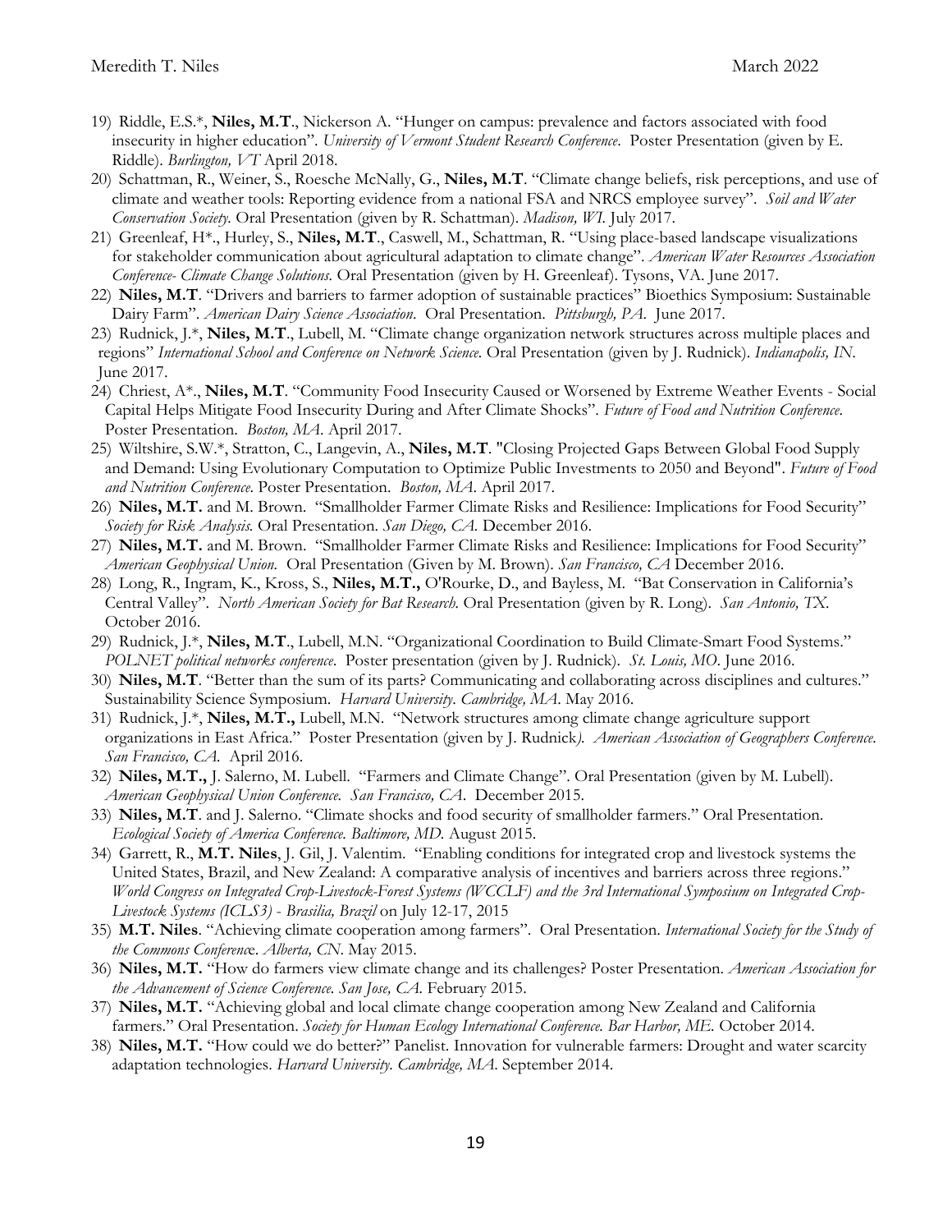19) Riddle, E.S.*, **Niles, M.T**., Nickerson A. "Hunger on campus: prevalence and factors associated with food insecurity in higher education". *University of Vermont Student Research Conference*. Poster Presentation (given by E. Riddle). *Burlington, VT* April 2018.

20) Schattman, R., Weiner, S., Roesche McNally, G., **Niles, M.T**. "Climate change beliefs, risk perceptions, and use of climate and weather tools: Reporting evidence from a national FSA and NRCS employee survey". *Soil and Water Conservation Society.* Oral Presentation (given by R. Schattman). *Madison, WI.* July 2017.

21) Greenleaf, H*., Hurley, S., **Niles, M.T**., Caswell, M., Schattman, R. "Using place-based landscape visualizations for stakeholder communication about agricultural adaptation to climate change". *American Water Resources Association Conference- Climate Change Solutions*. Oral Presentation (given by H. Greenleaf). Tysons, VA. June 2017.

22) **Niles, M.T**. "Drivers and barriers to farmer adoption of sustainable practices" Bioethics Symposium: Sustainable Dairy Farm". *American Dairy Science Association*. Oral Presentation. *Pittsburgh, PA.* June 2017.

23) Rudnick, J.*, **Niles, M.T**., Lubell, M. "Climate change organization network structures across multiple places and regions" *International School and Conference on Network Science.* Oral Presentation (given by J. Rudnick). *Indianapolis, IN*. June 2017.

24) Chriest, A*., **Niles, M.T**. "Community Food Insecurity Caused or Worsened by Extreme Weather Events - Social Capital Helps Mitigate Food Insecurity During and After Climate Shocks". *Future of Food and Nutrition Conference*. Poster Presentation. *Boston, MA*. April 2017.

25) Wiltshire, S.W.*, Stratton, C., Langevin, A., **Niles, M.T**. "Closing Projected Gaps Between Global Food Supply and Demand: Using Evolutionary Computation to Optimize Public Investments to 2050 and Beyond". *Future of Food and Nutrition Conference*. Poster Presentation. *Boston, MA*. April 2017.

26) **Niles, M.T.** and M. Brown. "Smallholder Farmer Climate Risks and Resilience: Implications for Food Security" *Society for Risk Analysis.* Oral Presentation. *San Diego, CA.* December 2016.

27) **Niles, M.T.** and M. Brown. "Smallholder Farmer Climate Risks and Resilience: Implications for Food Security" *American Geophysical Union.* Oral Presentation (Given by M. Brown). *San Francisco, CA* December 2016.

28) Long, R., Ingram, K., Kross, S., **Niles, M.T.,** O'Rourke, D., and Bayless, M. "Bat Conservation in California's Central Valley". *North American Society for Bat Research.* Oral Presentation (given by R. Long). *San Antonio, TX*. October 2016.

29) Rudnick, J.*, **Niles, M.T**., Lubell, M.N. "Organizational Coordination to Build Climate-Smart Food Systems." *POLNET political networks conference*. Poster presentation (given by J. Rudnick). *St. Louis, MO*. June 2016.

30) **Niles, M.T**. "Better than the sum of its parts? Communicating and collaborating across disciplines and cultures." Sustainability Science Symposium. *Harvard University*. *Cambridge, MA*. May 2016.

31) Rudnick, J.*, **Niles, M.T.,** Lubell, M.N. "Network structures among climate change agriculture support organizations in East Africa." Poster Presentation (given by J. Rudnick*). American Association of Geographers Conference. San Francisco, CA.* April 2016.

32) **Niles, M.T.,** J. Salerno, M. Lubell. "Farmers and Climate Change". Oral Presentation (given by M. Lubell). *American Geophysical Union Conference. San Francisco, CA*. December 2015.

33) **Niles, M.T**. and J. Salerno. "Climate shocks and food security of smallholder farmers." Oral Presentation. *Ecological Society of America Conference. Baltimore, MD.* August 2015.

34) Garrett, R., **M.T. Niles**, J. Gil, J. Valentim. "Enabling conditions for integrated crop and livestock systems the United States, Brazil, and New Zealand: A comparative analysis of incentives and barriers across three regions." *World Congress on Integrated Crop-Livestock-Forest Systems (WCCLF) and the 3rd International Symposium on Integrated Crop-Livestock Systems (ICLS3) - Brasilia, Brazil* on July 12-17, 2015

35) **M.T. Niles**. "Achieving climate cooperation among farmers". Oral Presentation. *International Society for the Study of the Commons Conferenc*e. *Alberta, CN*. May 2015.

36) **Niles, M.T.** "How do farmers view climate change and its challenges? Poster Presentation. *American Association for the Advancement of Science Conference. San Jose, CA.* February 2015.

37) **Niles, M.T.** "Achieving global and local climate change cooperation among New Zealand and California farmers." Oral Presentation. *Society for Human Ecology International Conference. Bar Harbor, ME.* October 2014.

38) **Niles, M.T.** "How could we do better?" Panelist. Innovation for vulnerable farmers: Drought and water scarcity adaptation technologies. *Harvard University. Cambridge, MA.* September 2014.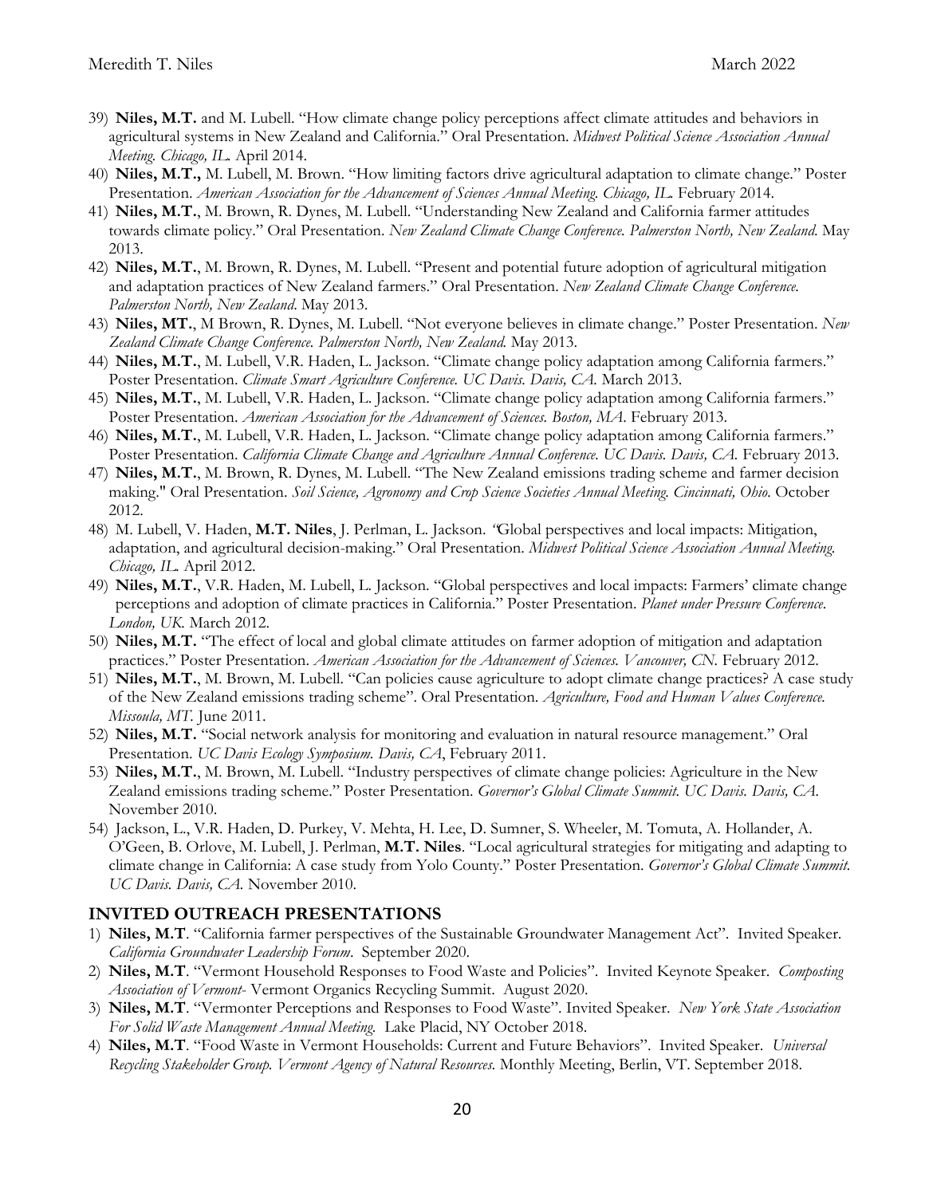39) **Niles, M.T.** and M. Lubell. "How climate change policy perceptions affect climate attitudes and behaviors in agricultural systems in New Zealand and California." Oral Presentation. *Midwest Political Science Association Annual Meeting. Chicago, IL.* April 2014.
40) **Niles, M.T.,** M. Lubell, M. Brown. "How limiting factors drive agricultural adaptation to climate change." Poster Presentation. *American Association for the Advancement of Sciences Annual Meeting. Chicago, IL.* February 2014.
41) **Niles, M.T.**, M. Brown, R. Dynes, M. Lubell. "Understanding New Zealand and California farmer attitudes towards climate policy." Oral Presentation. *New Zealand Climate Change Conference. Palmerston North, New Zealand.* May 2013.
42) **Niles, M.T.**, M. Brown, R. Dynes, M. Lubell. "Present and potential future adoption of agricultural mitigation and adaptation practices of New Zealand farmers." Oral Presentation. *New Zealand Climate Change Conference. Palmerston North, New Zealand*. May 2013.
43) **Niles, MT.**, M Brown, R. Dynes, M. Lubell. "Not everyone believes in climate change." Poster Presentation. *New Zealand Climate Change Conference. Palmerston North, New Zealand.* May 2013.
44) **Niles, M.T.**, M. Lubell, V.R. Haden, L. Jackson. "Climate change policy adaptation among California farmers." Poster Presentation. *Climate Smart Agriculture Conference. UC Davis. Davis, CA.* March 2013.
45) **Niles, M.T.**, M. Lubell, V.R. Haden, L. Jackson. "Climate change policy adaptation among California farmers." Poster Presentation. *American Association for the Advancement of Sciences. Boston, MA*. February 2013.
46) **Niles, M.T.**, M. Lubell, V.R. Haden, L. Jackson. "Climate change policy adaptation among California farmers." Poster Presentation. *California Climate Change and Agriculture Annual Conference. UC Davis. Davis, CA.* February 2013.
47) **Niles, M.T.**, M. Brown, R. Dynes, M. Lubell. "The New Zealand emissions trading scheme and farmer decision making." Oral Presentation. *Soil Science, Agronomy and Crop Science Societies Annual Meeting. Cincinnati, Ohio.* October 2012.
48) M. Lubell, V. Haden, **M.T. Niles**, J. Perlman, L. Jackson. "Global perspectives and local impacts: Mitigation, adaptation, and agricultural decision-making." Oral Presentation. *Midwest Political Science Association Annual Meeting. Chicago, IL.* April 2012.
49) **Niles, M.T.**, V.R. Haden, M. Lubell, L. Jackson. "Global perspectives and local impacts: Farmers' climate change perceptions and adoption of climate practices in California." Poster Presentation. *Planet under Pressure Conference. London, UK.* March 2012.
50) **Niles, M.T.** "The effect of local and global climate attitudes on farmer adoption of mitigation and adaptation practices." Poster Presentation. *American Association for the Advancement of Sciences. Vancouver, CN.* February 2012.
51) **Niles, M.T.**, M. Brown, M. Lubell. "Can policies cause agriculture to adopt climate change practices? A case study of the New Zealand emissions trading scheme". Oral Presentation. *Agriculture, Food and Human Values Conference. Missoula, MT.* June 2011.
52) **Niles, M.T.** "Social network analysis for monitoring and evaluation in natural resource management." Oral Presentation. *UC Davis Ecology Symposium. Davis, CA*, February 2011.
53) **Niles, M.T.**, M. Brown, M. Lubell. "Industry perspectives of climate change policies: Agriculture in the New Zealand emissions trading scheme." Poster Presentation. *Governor's Global Climate Summit. UC Davis. Davis, CA.* November 2010.
54) Jackson, L., V.R. Haden, D. Purkey, V. Mehta, H. Lee, D. Sumner, S. Wheeler, M. Tomuta, A. Hollander, A. O'Geen, B. Orlove, M. Lubell, J. Perlman, **M.T. Niles**. "Local agricultural strategies for mitigating and adapting to climate change in California: A case study from Yolo County." Poster Presentation. *Governor's Global Climate Summit. UC Davis. Davis, CA.* November 2010.

## INVITED OUTREACH PRESENTATIONS

1) **Niles, M.T**. "California farmer perspectives of the Sustainable Groundwater Management Act". Invited Speaker. *California Groundwater Leadership Forum*. September 2020.
2) **Niles, M.T**. "Vermont Household Responses to Food Waste and Policies". Invited Keynote Speaker. *Composting Association of Vermont-* Vermont Organics Recycling Summit. August 2020.
3) **Niles, M.T**. "Vermonter Perceptions and Responses to Food Waste". Invited Speaker. *New York State Association For Solid Waste Management Annual Meeting.* Lake Placid, NY October 2018.
4) **Niles, M.T**. "Food Waste in Vermont Households: Current and Future Behaviors". Invited Speaker. *Universal Recycling Stakeholder Group. Vermont Agency of Natural Resources.* Monthly Meeting, Berlin, VT. September 2018.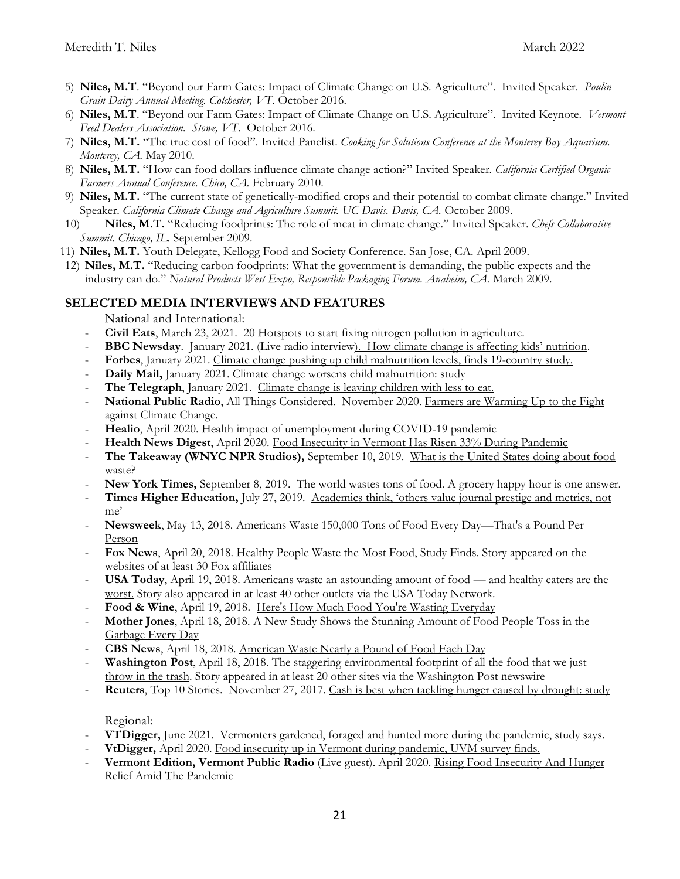5) **Niles, M.T**. "Beyond our Farm Gates: Impact of Climate Change on U.S. Agriculture". Invited Speaker. *Poulin Grain Dairy Annual Meeting. Colchester, VT.* October 2016.
6) **Niles, M.T**. "Beyond our Farm Gates: Impact of Climate Change on U.S. Agriculture". Invited Keynote. *Vermont Feed Dealers Association. Stowe, VT.* October 2016.
7) **Niles, M.T.** "The true cost of food". Invited Panelist. *Cooking for Solutions Conference at the Monterey Bay Aquarium. Monterey, CA.* May 2010.
8) **Niles, M.T.** "How can food dollars influence climate change action?" Invited Speaker. *California Certified Organic Farmers Annual Conference. Chico, CA.* February 2010.
9) **Niles, M.T.** "The current state of genetically-modified crops and their potential to combat climate change." Invited Speaker. *California Climate Change and Agriculture Summit. UC Davis. Davis, CA.* October 2009.
10) **Niles, M.T.** "Reducing foodprints: The role of meat in climate change." Invited Speaker. *Chefs Collaborative Summit. Chicago, IL.* September 2009.
11) **Niles, M.T.** Youth Delegate, Kellogg Food and Society Conference. San Jose, CA. April 2009.
12) **Niles, M.T.** "Reducing carbon foodprints: What the government is demanding, the public expects and the industry can do." *Natural Products West Expo, Responsible Packaging Forum. Anaheim, CA.* March 2009.

## SELECTED MEDIA INTERVIEWS AND FEATURES

National and International:

- **Civil Eats**, March 23, 2021. 20 Hotspots to start fixing nitrogen pollution in agriculture.
- **BBC Newsday**. January 2021. (Live radio interview). How climate change is affecting kids' nutrition.
- **Forbes**, January 2021. Climate change pushing up child malnutrition levels, finds 19-country study.
- **Daily Mail,** January 2021. Climate change worsens child malnutrition: study
- **The Telegraph**, January 2021. Climate change is leaving children with less to eat.
- **National Public Radio**, All Things Considered. November 2020. Farmers are Warming Up to the Fight against Climate Change.
- **Healio**, April 2020. Health impact of unemployment during COVID-19 pandemic
- **Health News Digest**, April 2020. Food Insecurity in Vermont Has Risen 33% During Pandemic
- **The Takeaway (WNYC NPR Studios),** September 10, 2019. What is the United States doing about food waste?
- **New York Times,** September 8, 2019. The world wastes tons of food. A grocery happy hour is one answer.
- **Times Higher Education,** July 27, 2019. Academics think, 'others value journal prestige and metrics, not me'
- **Newsweek**, May 13, 2018. Americans Waste 150,000 Tons of Food Every Day—That's a Pound Per Person
- **Fox News**, April 20, 2018. Healthy People Waste the Most Food, Study Finds. Story appeared on the websites of at least 30 Fox affiliates
- **USA Today**, April 19, 2018. Americans waste an astounding amount of food — and healthy eaters are the worst. Story also appeared in at least 40 other outlets via the USA Today Network.
- **Food & Wine**, April 19, 2018. Here's How Much Food You're Wasting Everyday
- **Mother Jones**, April 18, 2018. A New Study Shows the Stunning Amount of Food People Toss in the Garbage Every Day
- **CBS News**, April 18, 2018. American Waste Nearly a Pound of Food Each Day
- **Washington Post**, April 18, 2018. The staggering environmental footprint of all the food that we just throw in the trash. Story appeared in at least 20 other sites via the Washington Post newswire
- **Reuters**, Top 10 Stories. November 27, 2017. Cash is best when tackling hunger caused by drought: study

Regional:

- **VTDigger,** June 2021. Vermonters gardened, foraged and hunted more during the pandemic, study says.
- **VtDigger,** April 2020. Food insecurity up in Vermont during pandemic, UVM survey finds.
- **Vermont Edition, Vermont Public Radio** (Live guest). April 2020. Rising Food Insecurity And Hunger Relief Amid The Pandemic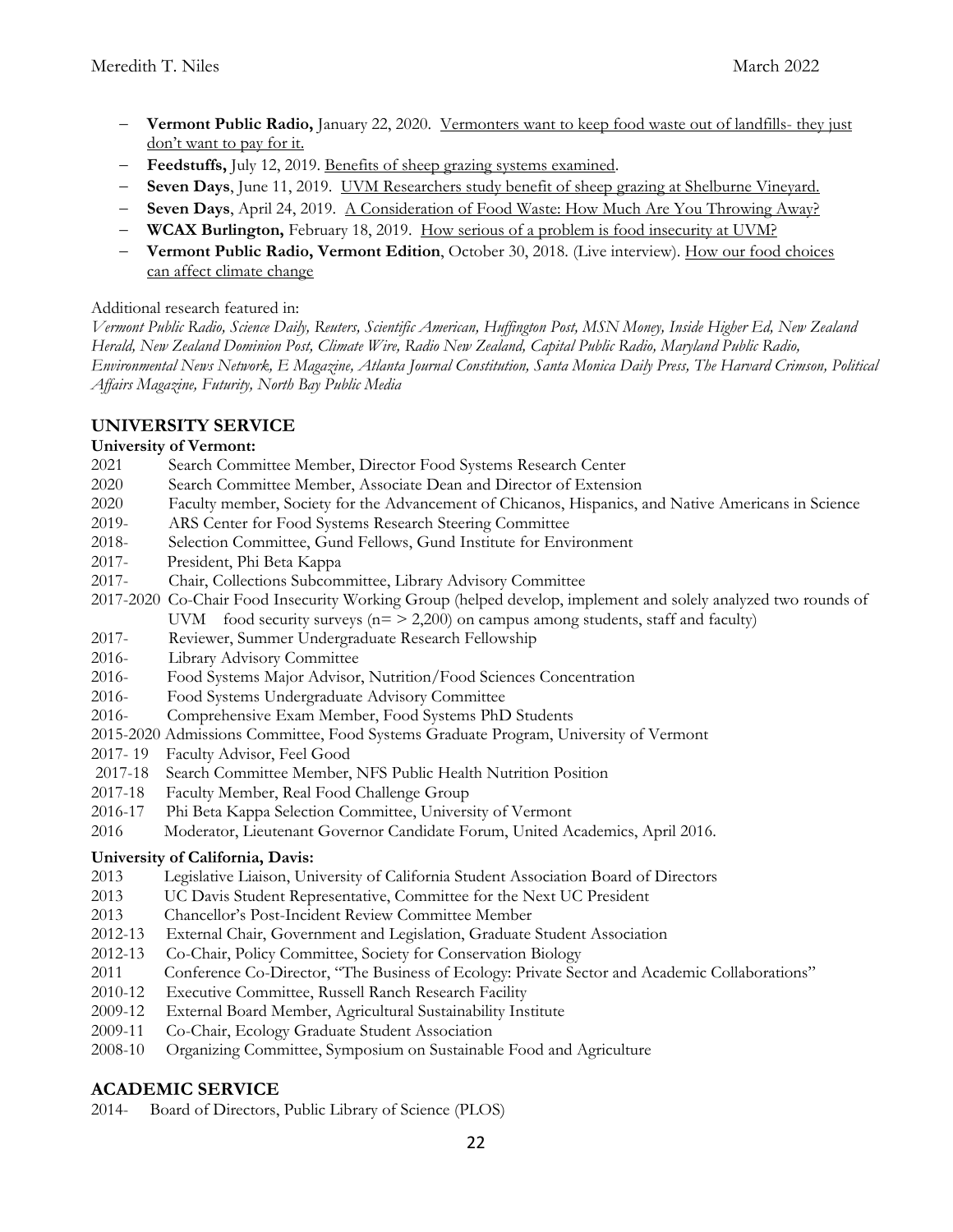- **Vermont Public Radio,** January 22, 2020. Vermonters want to keep food waste out of landfills- they just don't want to pay for it.
- **Feedstuffs,** July 12, 2019. Benefits of sheep grazing systems examined.
- **Seven Days**, June 11, 2019. UVM Researchers study benefit of sheep grazing at Shelburne Vineyard.
- **Seven Days**, April 24, 2019. A Consideration of Food Waste: How Much Are You Throwing Away?
- **WCAX Burlington,** February 18, 2019. How serious of a problem is food insecurity at UVM?
- **Vermont Public Radio, Vermont Edition**, October 30, 2018. (Live interview). How our food choices can affect climate change

Additional research featured in:
*Vermont Public Radio, Science Daily, Reuters, Scientific American, Huffington Post, MSN Money, Inside Higher Ed, New Zealand Herald, New Zealand Dominion Post, Climate Wire, Radio New Zealand, Capital Public Radio, Maryland Public Radio, Environmental News Network, E Magazine, Atlanta Journal Constitution, Santa Monica Daily Press, The Harvard Crimson, Political Affairs Magazine, Futurity, North Bay Public Media*

## UNIVERSITY SERVICE

**University of Vermont:**

2021 Search Committee Member, Director Food Systems Research Center
2020 Search Committee Member, Associate Dean and Director of Extension
2020 Faculty member, Society for the Advancement of Chicanos, Hispanics, and Native Americans in Science
2019- ARS Center for Food Systems Research Steering Committee
2018- Selection Committee, Gund Fellows, Gund Institute for Environment
2017- President, Phi Beta Kappa
2017- Chair, Collections Subcommittee, Library Advisory Committee
2017-2020 Co-Chair Food Insecurity Working Group (helped develop, implement and solely analyzed two rounds of UVM food security surveys (n= > 2,200) on campus among students, staff and faculty)
2017- Reviewer, Summer Undergraduate Research Fellowship
2016- Library Advisory Committee
2016- Food Systems Major Advisor, Nutrition/Food Sciences Concentration
2016- Food Systems Undergraduate Advisory Committee
2016- Comprehensive Exam Member, Food Systems PhD Students
2015-2020 Admissions Committee, Food Systems Graduate Program, University of Vermont
2017- 19 Faculty Advisor, Feel Good
2017-18 Search Committee Member, NFS Public Health Nutrition Position
2017-18 Faculty Member, Real Food Challenge Group
2016-17 Phi Beta Kappa Selection Committee, University of Vermont
2016 Moderator, Lieutenant Governor Candidate Forum, United Academics, April 2016.

**University of California, Davis:**

2013 Legislative Liaison, University of California Student Association Board of Directors
2013 UC Davis Student Representative, Committee for the Next UC President
2013 Chancellor's Post-Incident Review Committee Member
2012-13 External Chair, Government and Legislation, Graduate Student Association
2012-13 Co-Chair, Policy Committee, Society for Conservation Biology
2011 Conference Co-Director, "The Business of Ecology: Private Sector and Academic Collaborations"
2010-12 Executive Committee, Russell Ranch Research Facility
2009-12 External Board Member, Agricultural Sustainability Institute
2009-11 Co-Chair, Ecology Graduate Student Association
2008-10 Organizing Committee, Symposium on Sustainable Food and Agriculture

## ACADEMIC SERVICE

2014- Board of Directors, Public Library of Science (PLOS)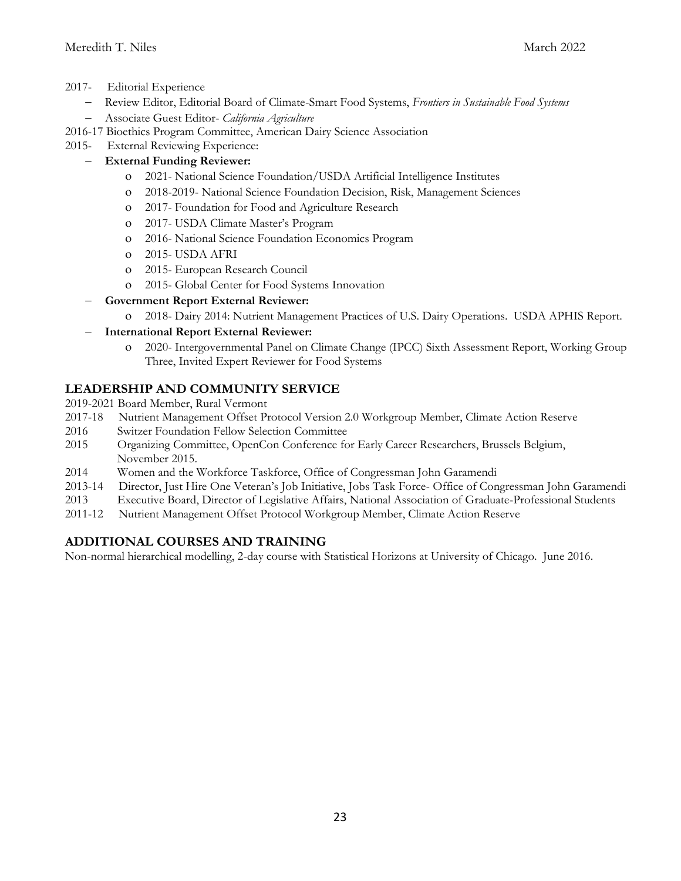2017- Editorial Experience

- Review Editor, Editorial Board of Climate-Smart Food Systems, *Frontiers in Sustainable Food Systems*
- Associate Guest Editor- *California Agriculture*

2016-17 Bioethics Program Committee, American Dairy Science Association

2015- External Reviewing Experience:

- **External Funding Reviewer:**
  - 2021- National Science Foundation/USDA Artificial Intelligence Institutes
  - 2018-2019- National Science Foundation Decision, Risk, Management Sciences
  - 2017- Foundation for Food and Agriculture Research
  - 2017- USDA Climate Master's Program
  - 2016- National Science Foundation Economics Program
  - 2015- USDA AFRI
  - 2015- European Research Council
  - 2015- Global Center for Food Systems Innovation
- **Government Report External Reviewer:**
  - 2018- Dairy 2014: Nutrient Management Practices of U.S. Dairy Operations. USDA APHIS Report.
- **International Report External Reviewer:**
  - 2020- Intergovernmental Panel on Climate Change (IPCC) Sixth Assessment Report, Working Group Three, Invited Expert Reviewer for Food Systems

## LEADERSHIP AND COMMUNITY SERVICE

2019-2021 Board Member, Rural Vermont

2017-18 Nutrient Management Offset Protocol Version 2.0 Workgroup Member, Climate Action Reserve

2016 Switzer Foundation Fellow Selection Committee

2015 Organizing Committee, OpenCon Conference for Early Career Researchers, Brussels Belgium, November 2015.

2014 Women and the Workforce Taskforce, Office of Congressman John Garamendi

2013-14 Director, Just Hire One Veteran's Job Initiative, Jobs Task Force- Office of Congressman John Garamendi

2013 Executive Board, Director of Legislative Affairs, National Association of Graduate-Professional Students

2011-12 Nutrient Management Offset Protocol Workgroup Member, Climate Action Reserve

## ADDITIONAL COURSES AND TRAINING

Non-normal hierarchical modelling, 2-day course with Statistical Horizons at University of Chicago. June 2016.